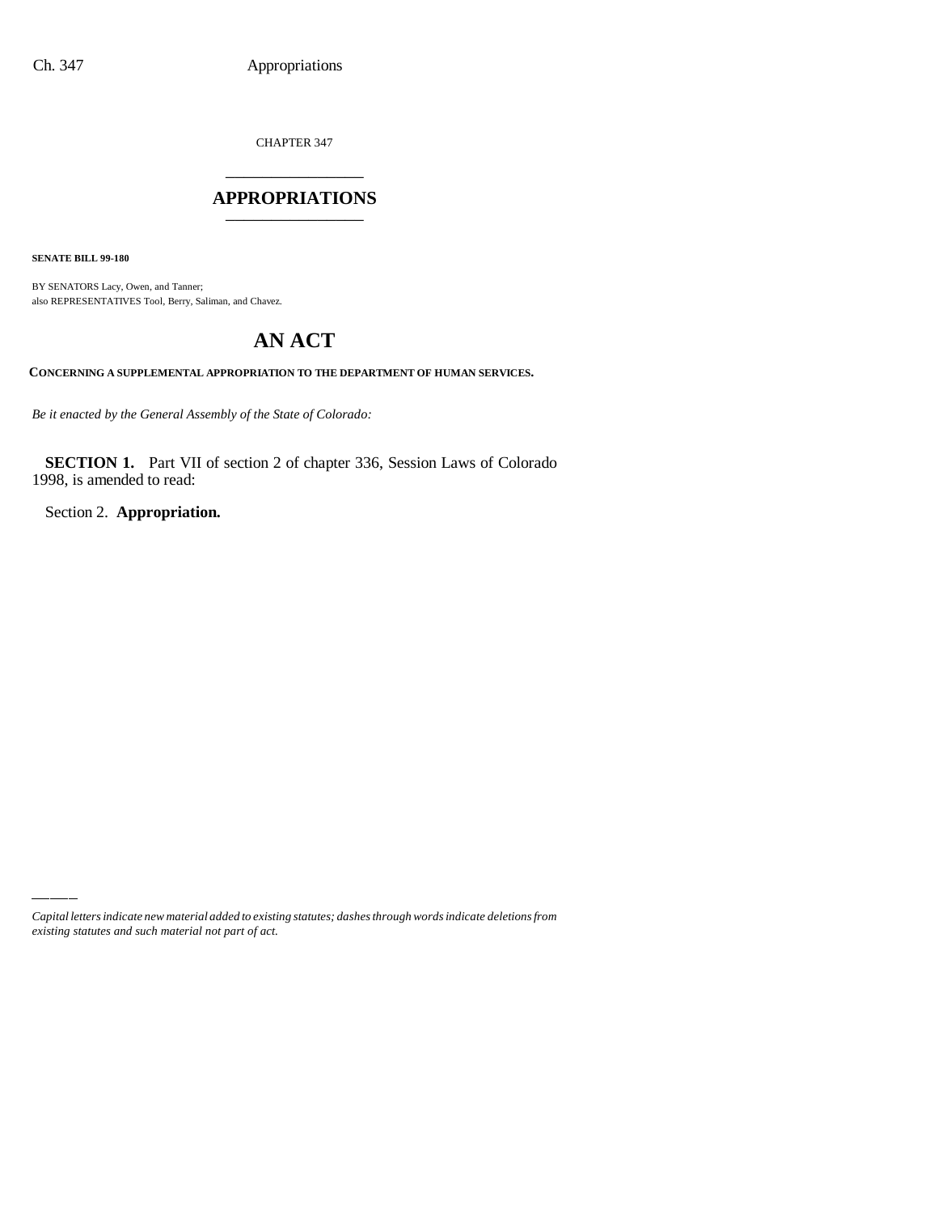CHAPTER 347

# APPROPRIATIONS

**SENATE BILL 99-180**

BY SENATORS Lacy, Owen, and Tanner;
also REPRESENTATIVES Tool, Berry, Saliman, and Chavez.

# AN ACT

**CONCERNING A SUPPLEMENTAL APPROPRIATION TO THE DEPARTMENT OF HUMAN SERVICES.**

*Be it enacted by the General Assembly of the State of Colorado:*

**SECTION 1.** Part VII of section 2 of chapter 336, Session Laws of Colorado 1998, is amended to read:

Section 2. **Appropriation.**

*Capital letters indicate new material added to existing statutes; dashes through words indicate deletions from existing statutes and such material not part of act.*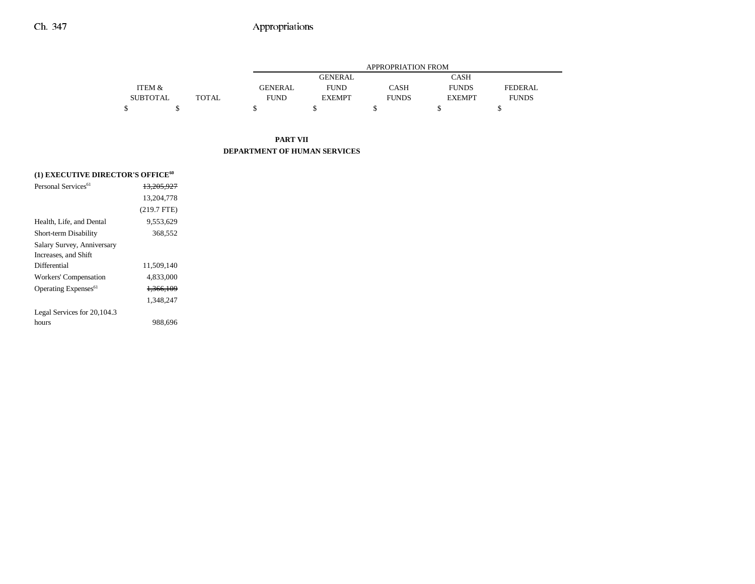| | ITEM & SUBTOTAL | TOTAL | APPROPRIATION FROM GENERAL FUND | GENERAL FUND EXEMPT | CASH FUNDS | CASH FUNDS EXEMPT | FEDERAL FUNDS |
|---|---|---|---|---|---|---|---|
| | $ | $ | $ | $ | $ | $ | $ |

**PART VII**

**DEPARTMENT OF HUMAN SERVICES**

**(1) EXECUTIVE DIRECTOR'S OFFICE**[60]

| | ITEM & SUBTOTAL | TOTAL | GENERAL FUND | GENERAL FUND EXEMPT | CASH FUNDS | CASH FUNDS EXEMPT | FEDERAL FUNDS |
|---|---|---|---|---|---|---|---|
| Personal Services[61] | ~~13,205,927~~ | | | | | | |
| | 13,204,778 | | | | | | |
| | (219.7 FTE) | | | | | | |
| Health, Life, and Dental | 9,553,629 | | | | | | |
| Short-term Disability | 368,552 | | | | | | |
| Salary Survey, Anniversary Increases, and Shift Differential | 11,509,140 | | | | | | |
| Workers' Compensation | 4,833,000 | | | | | | |
| Operating Expenses[61] | ~~1,366,109~~ | | | | | | |
| | 1,348,247 | | | | | | |
| Legal Services for 20,104.3 hours | 988,696 | | | | | | |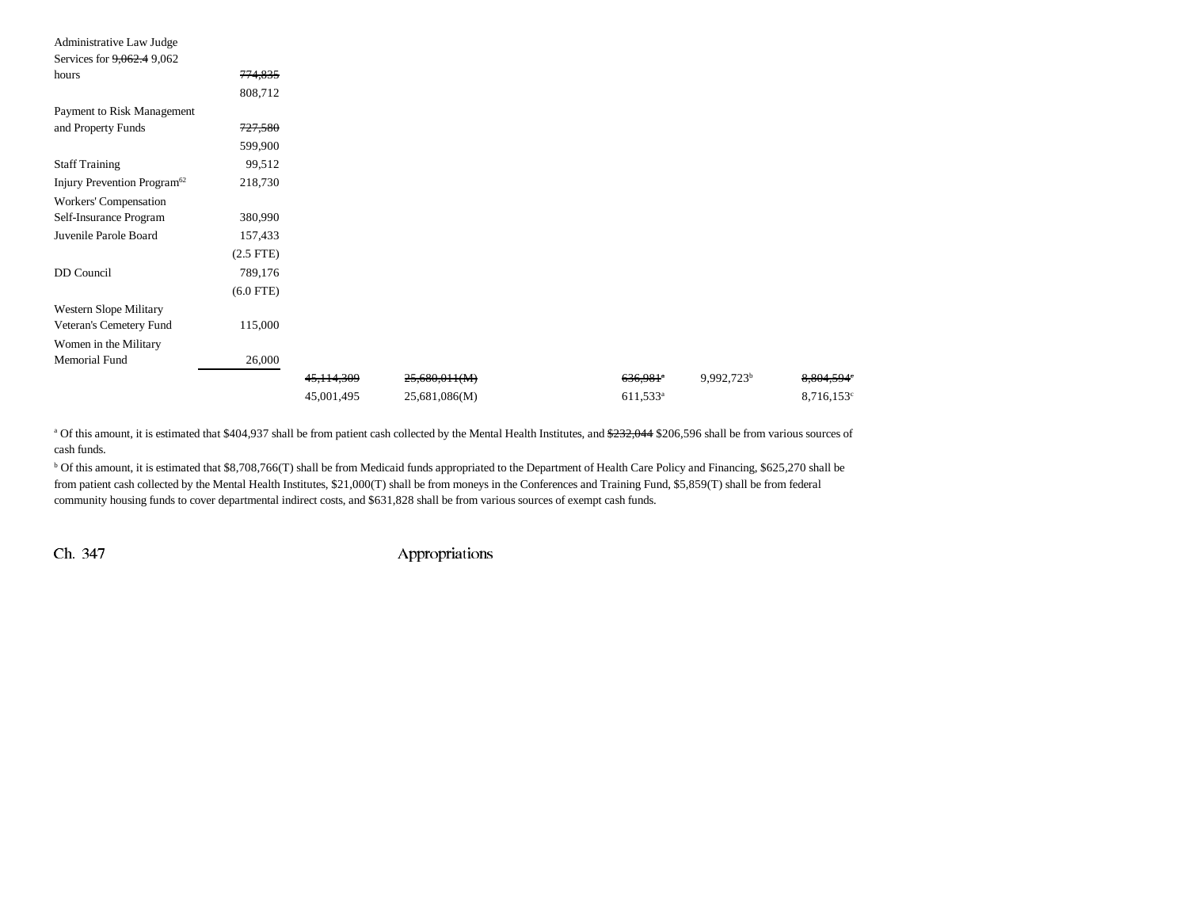| | | | | | | |
|---|---|---|---|---|---|---|
| Administrative Law Judge Services for ~~9,062.4~~ 9,062 hours | ~~774,835~~ 808,712 | | | | | |
| Payment to Risk Management and Property Funds | ~~727,580~~ 599,900 | | | | | |
| Staff Training | 99,512 | | | | | |
| Injury Prevention Program[62] | 218,730 | | | | | |
| Workers' Compensation Self-Insurance Program | 380,990 | | | | | |
| Juvenile Parole Board | 157,433 (2.5 FTE) | | | | | |
| DD Council | 789,176 (6.0 FTE) | | | | | |
| Western Slope Military Veteran's Cemetery Fund | 115,000 | | | | | |
| Women in the Military Memorial Fund | 26,000 | | | | | |
| | | ~~45,114,309~~ 45,001,495 | ~~25,680,011(M)~~ 25,681,086(M) | ~~636,981~~[a] 611,533[a] | 9,992,723[b] | ~~8,804,594~~[c] 8,716,153[c] |

[a] Of this amount, it is estimated that $404,937 shall be from patient cash collected by the Mental Health Institutes, and ~~$232,044~~ $206,596 shall be from various sources of cash funds.

[b] Of this amount, it is estimated that $8,708,766(T) shall be from Medicaid funds appropriated to the Department of Health Care Policy and Financing, $625,270 shall be from patient cash collected by the Mental Health Institutes, $21,000(T) shall be from moneys in the Conferences and Training Fund, $5,859(T) shall be from federal community housing funds to cover departmental indirect costs, and $631,828 shall be from various sources of exempt cash funds.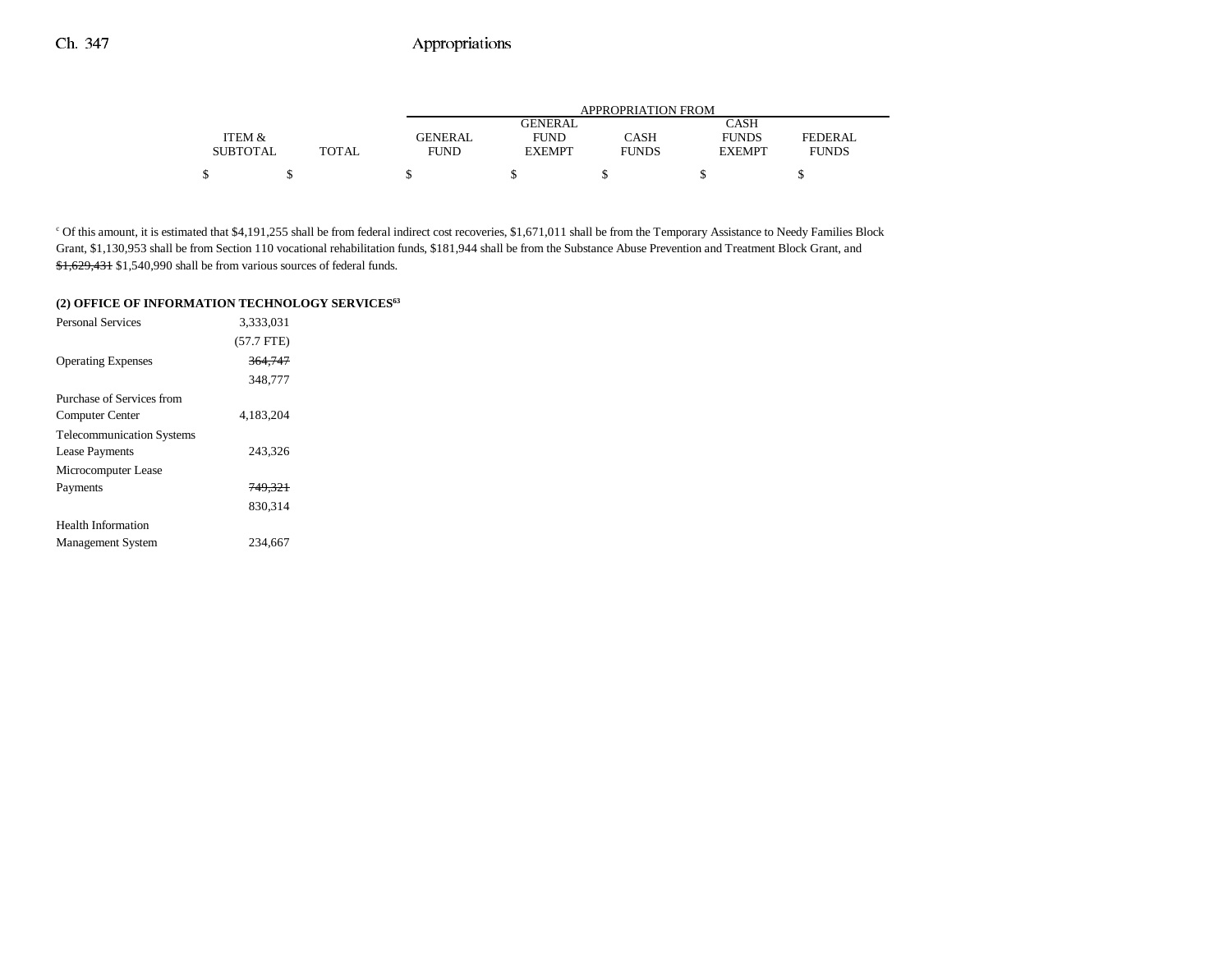| ITEM & SUBTOTAL | TOTAL | APPROPRIATION FROM GENERAL FUND | GENERAL FUND EXEMPT | CASH FUNDS | CASH FUNDS EXEMPT | FEDERAL FUNDS |
|---|---|---|---|---|---|---|
| $ | $ | $ | $ | $ | $ | $ |

[c] Of this amount, it is estimated that $4,191,255 shall be from federal indirect cost recoveries, $1,671,011 shall be from the Temporary Assistance to Needy Families Block Grant, $1,130,953 shall be from Section 110 vocational rehabilitation funds, $181,944 shall be from the Substance Abuse Prevention and Treatment Block Grant, and ~~$1,629,431~~ $1,540,990 shall be from various sources of federal funds.

**(2) OFFICE OF INFORMATION TECHNOLOGY SERVICES[63]**

| | ITEM & SUBTOTAL |
|---|---|
| Personal Services | 3,333,031 |
| | (57.7 FTE) |
| Operating Expenses | ~~364,747~~ |
| | 348,777 |
| Purchase of Services from Computer Center | 4,183,204 |
| Telecommunication Systems Lease Payments | 243,326 |
| Microcomputer Lease Payments | ~~749,321~~ |
| | 830,314 |
| Health Information Management System | 234,667 |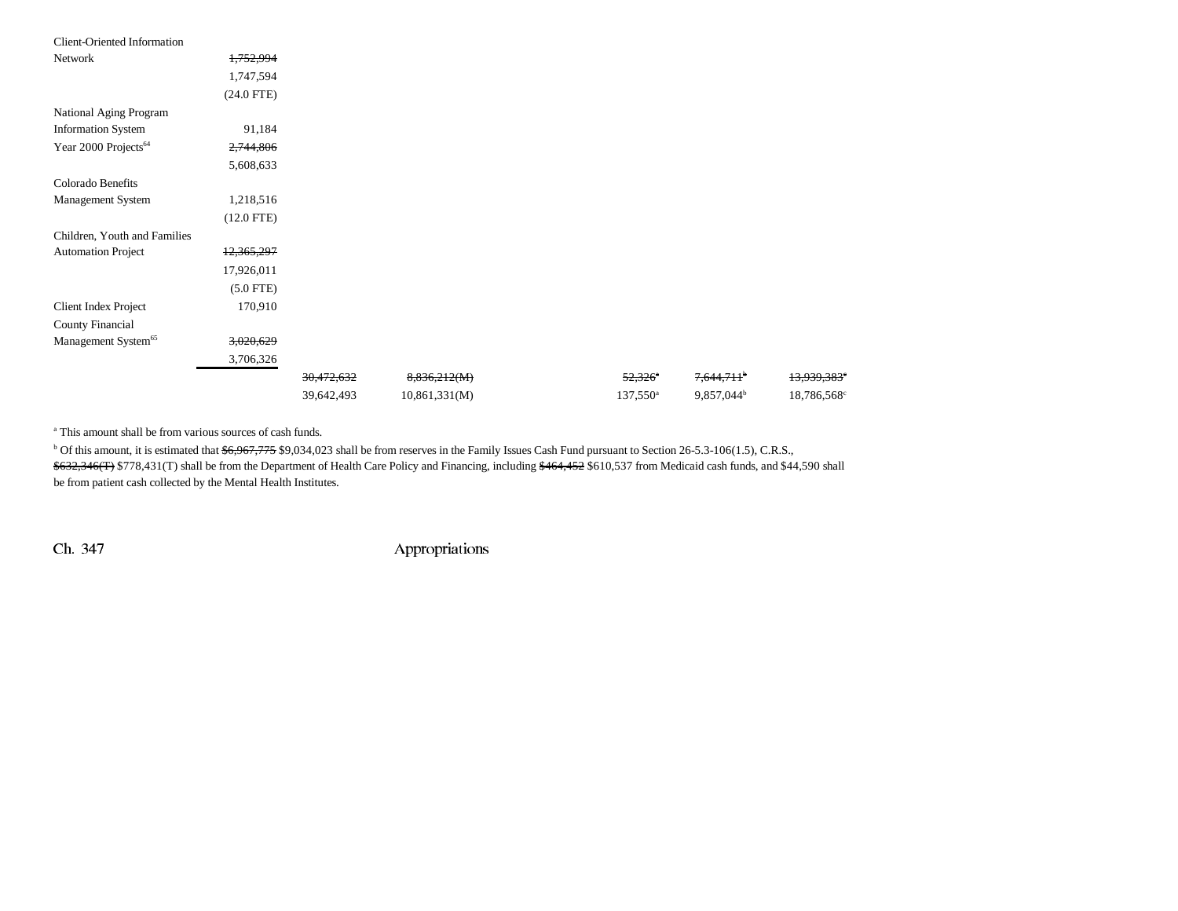| | | | | | | | |
|---|---|---|---|---|---|---|---|
| Client-Oriented Information Network | ~~1,752,994~~<br>1,747,594<br>(24.0 FTE) | | | | | | |
| National Aging Program Information System | 91,184 | | | | | | |
| Year 2000 Projects[64] | ~~2,744,806~~<br>5,608,633 | | | | | | |
| Colorado Benefits Management System | 1,218,516<br>(12.0 FTE) | | | | | | |
| Children, Youth and Families Automation Project | ~~12,365,297~~<br>17,926,011<br>(5.0 FTE) | | | | | | |
| Client Index Project | 170,910 | | | | | | |
| County Financial Management System[65] | ~~3,020,629~~<br>3,706,326 | | | | | | |
| | | ~~30,472,632~~<br>39,642,493 | ~~8,836,212(M)~~<br>10,861,331(M) | | ~~52,326~~[a]<br>137,550[a] | ~~7,644,711~~[b]<br>9,857,044[b] | ~~13,939,383~~[c]<br>18,786,568[c] |

[a] This amount shall be from various sources of cash funds.

[b] Of this amount, it is estimated that ~~$6,967,775~~ $9,034,023 shall be from reserves in the Family Issues Cash Fund pursuant to Section 26-5.3-106(1.5), C.R.S., ~~$632,346(T)~~ $778,431(T) shall be from the Department of Health Care Policy and Financing, including ~~$464,452~~ $610,537 from Medicaid cash funds, and $44,590 shall be from patient cash collected by the Mental Health Institutes.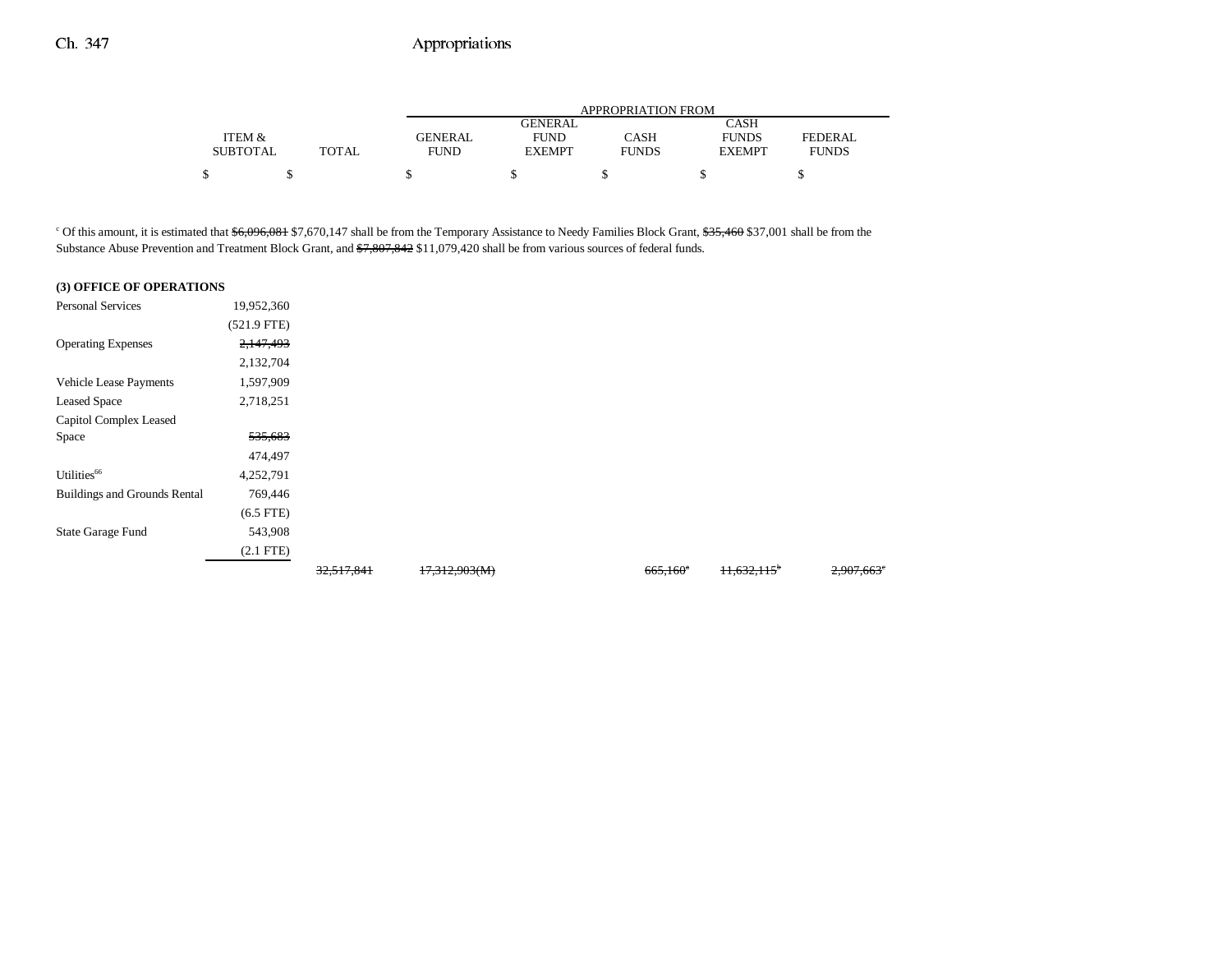| | ITEM & SUBTOTAL | TOTAL | GENERAL FUND | GENERAL FUND EXEMPT | CASH FUNDS | CASH FUNDS EXEMPT | FEDERAL FUNDS |
|---|---|---|---|---|---|---|---|
| | | | APPROPRIATION FROM | | | | |
| | $ | $ | $ | $ | $ | $ | $ |

[c] Of this amount, it is estimated that ~~$6,096,081~~ $7,670,147 shall be from the Temporary Assistance to Needy Families Block Grant, ~~$35,460~~ $37,001 shall be from the Substance Abuse Prevention and Treatment Block Grant, and ~~$7,807,842~~ $11,079,420 shall be from various sources of federal funds.

**(3) OFFICE OF OPERATIONS**

| | ITEM & SUBTOTAL | TOTAL | GENERAL FUND | GENERAL FUND EXEMPT | CASH FUNDS | CASH FUNDS EXEMPT | FEDERAL FUNDS |
|---|---|---|---|---|---|---|---|
| Personal Services | 19,952,360 | | | | | | |
| | (521.9 FTE) | | | | | | |
| Operating Expenses | ~~2,147,493~~ | | | | | | |
| | 2,132,704 | | | | | | |
| Vehicle Lease Payments | 1,597,909 | | | | | | |
| Leased Space | 2,718,251 | | | | | | |
| Capitol Complex Leased Space | ~~535,683~~ | | | | | | |
| | 474,497 | | | | | | |
| Utilities[66] | 4,252,791 | | | | | | |
| Buildings and Grounds Rental | 769,446 | | | | | | |
| | (6.5 FTE) | | | | | | |
| State Garage Fund | 543,908 | | | | | | |
| | (2.1 FTE) | | | | | | |
| | | ~~32,517,841~~ | ~~17,312,903(M)~~ | | ~~665,160~~[a] | ~~11,632,115~~[b] | ~~2,907,663~~[c] |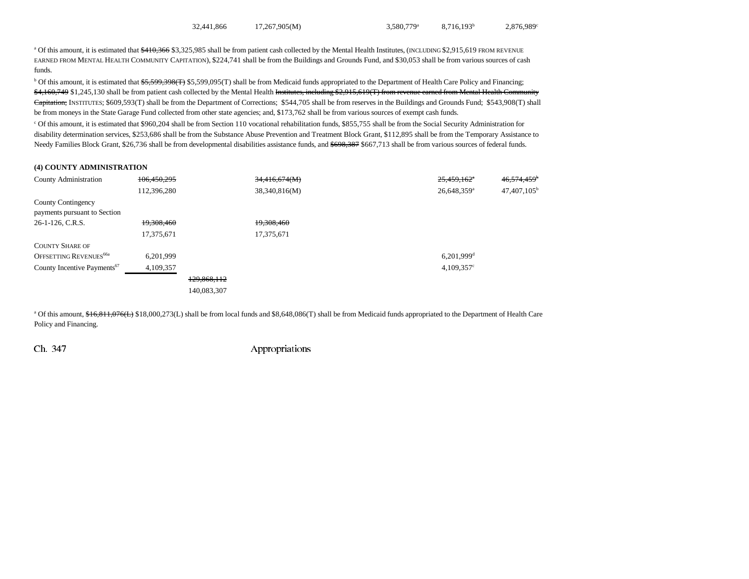| | | | | | |
|---|---|---|---|---|---|
| | 32,441,866 | 17,267,905(M) | 3,580,779[a] | 8,716,193[b] | 2,876,989[c] |

[a] Of this amount, it is estimated that ~~$410,366~~ $3,325,985 shall be from patient cash collected by the Mental Health Institutes, (INCLUDING $2,915,619 FROM REVENUE EARNED FROM MENTAL HEALTH COMMUNITY CAPITATION), $224,741 shall be from the Buildings and Grounds Fund, and $30,053 shall be from various sources of cash funds.

[b] Of this amount, it is estimated that ~~$5,599,398(T)~~ $5,599,095(T) shall be from Medicaid funds appropriated to the Department of Health Care Policy and Financing; ~~$4,160,749~~ $1,245,130 shall be from patient cash collected by the Mental Health ~~Institutes, including $2,915,619(T) from revenue earned from Mental Health Community Capitation;~~ INSTITUTES; $609,593(T) shall be from the Department of Corrections; $544,705 shall be from reserves in the Buildings and Grounds Fund; $543,908(T) shall be from moneys in the State Garage Fund collected from other state agencies; and, $173,762 shall be from various sources of exempt cash funds.

[c] Of this amount, it is estimated that $960,204 shall be from Section 110 vocational rehabilitation funds, $855,755 shall be from the Social Security Administration for disability determination services, $253,686 shall be from the Substance Abuse Prevention and Treatment Block Grant, $112,895 shall be from the Temporary Assistance to Needy Families Block Grant, $26,736 shall be from developmental disabilities assistance funds, and ~~$698,387~~ $667,713 shall be from various sources of federal funds.

**(4) COUNTY ADMINISTRATION**

| | | | | | | |
|---|---|---|---|---|---|---|
| County Administration | ~~106,450,295~~ | | ~~34,416,674(M)~~ | | ~~25,459,162~~[a] | ~~46,574,459~~[b] |
| | 112,396,280 | | 38,340,816(M) | | 26,648,359[a] | 47,407,105[b] |
| County Contingency payments pursuant to Section 26-1-126, C.R.S. | ~~19,308,460~~ | | ~~19,308,460~~ | | | |
| | 17,375,671 | | 17,375,671 | | | |
| COUNTY SHARE OF OFFSETTING REVENUES[66a] | 6,201,999 | | | | 6,201,999[d] | |
| County Incentive Payments[67] | 4,109,357 | | | | 4,109,357[c] | |
| | | ~~129,868,112~~ | | | | |
| | | 140,083,307 | | | | |

[a] Of this amount, ~~$16,811,076(L)~~ $18,000,273(L) shall be from local funds and $8,648,086(T) shall be from Medicaid funds appropriated to the Department of Health Care Policy and Financing.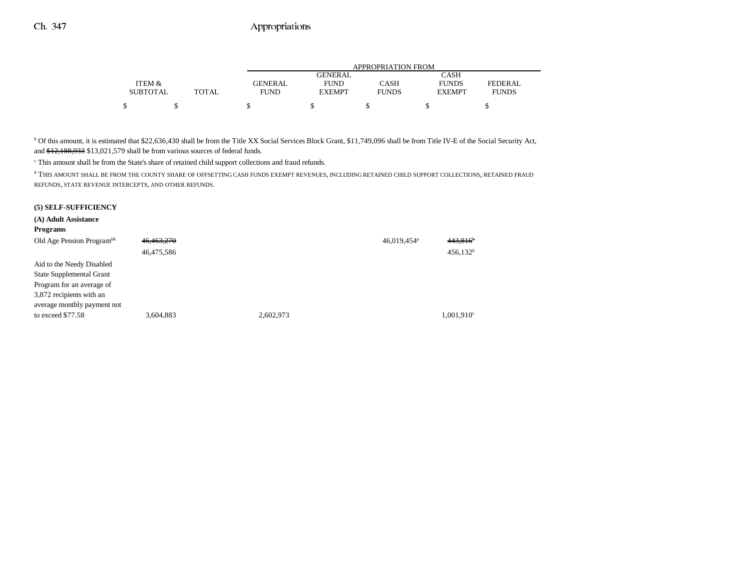| | ITEM & SUBTOTAL | TOTAL | GENERAL FUND | GENERAL FUND EXEMPT | CASH FUNDS | CASH FUNDS EXEMPT | FEDERAL FUNDS |
|---|---|---|---|---|---|---|---|
| | $ | $ | $ | $ | $ | $ | $ |

[b] Of this amount, it is estimated that $22,636,430 shall be from the Title XX Social Services Block Grant, $11,749,096 shall be from Title IV-E of the Social Security Act, and ~~$12,188,933~~ $13,021,579 shall be from various sources of federal funds.

[c] This amount shall be from the State's share of retained child support collections and fraud refunds.

[d] THIS AMOUNT SHALL BE FROM THE COUNTY SHARE OF OFFSETTING CASH FUNDS EXEMPT REVENUES, INCLUDING RETAINED CHILD SUPPORT COLLECTIONS, RETAINED FRAUD REFUNDS, STATE REVENUE INTERCEPTS, AND OTHER REFUNDS.

**(5) SELF-SUFFICIENCY**

**(A) Adult Assistance Programs**

| | ITEM & SUBTOTAL | TOTAL | GENERAL FUND | GENERAL FUND EXEMPT | CASH FUNDS | CASH FUNDS EXEMPT | FEDERAL FUNDS |
|---|---|---|---|---|---|---|---|
| Old Age Pension Program[68] | ~~46,463,270~~ | | | | 46,019,454[a] | ~~443,816~~[b] | |
| | 46,475,586 | | | | | 456,132[b] | |
| Aid to the Needy Disabled State Supplemental Grant Program for an average of 3,872 recipients with an average monthly payment not to exceed $77.58 | 3,604,883 | | 2,602,973 | | | 1,001,910[c] | |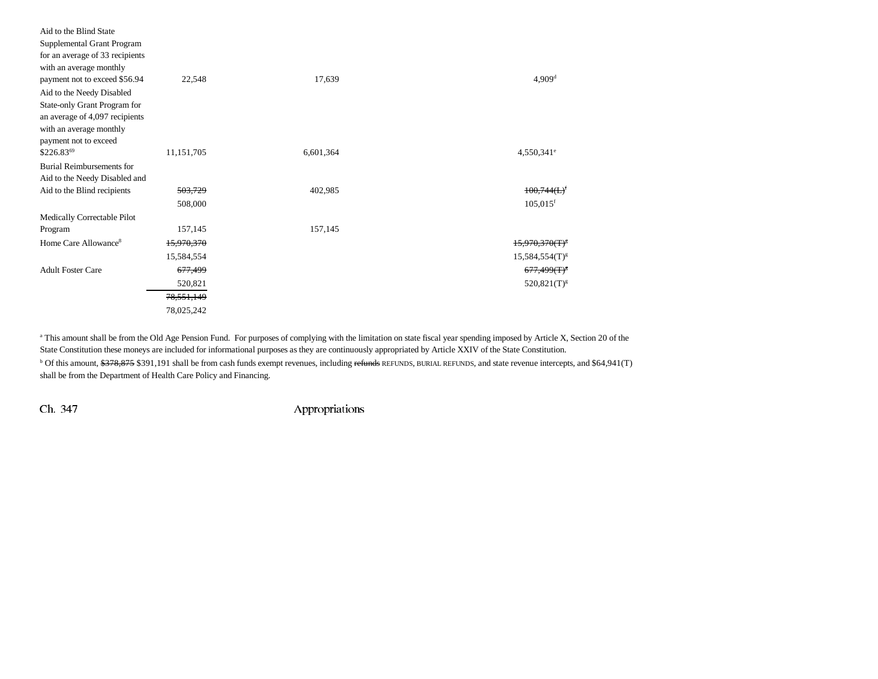| | | | | |
|---|---|---|---|---|
| Aid to the Blind State Supplemental Grant Program for an average of 33 recipients with an average monthly payment not to exceed $56.94 | 22,548 | 17,639 | | 4,909[d] |
| Aid to the Needy Disabled State-only Grant Program for an average of 4,097 recipients with an average monthly payment not to exceed $226.83[69] | 11,151,705 | 6,601,364 | | 4,550,341[e] |
| Burial Reimbursements for Aid to the Needy Disabled and Aid to the Blind recipients | ~~503,729~~ | 402,985 | | ~~100,744(L)~~[f] |
| | 508,000 | | | 105,015[f] |
| Medically Correctable Pilot Program | 157,145 | 157,145 | | |
| Home Care Allowance[8] | ~~15,970,370~~ | | | ~~15,970,370(T)~~[g] |
| | 15,584,554 | | | 15,584,554(T)[g] |
| Adult Foster Care | ~~677,499~~ | | | ~~677,499(T)~~[g] |
| | 520,821 | | | 520,821(T)[g] |
| | ~~78,551,149~~ | | | |
| | 78,025,242 | | | |

[a] This amount shall be from the Old Age Pension Fund. For purposes of complying with the limitation on state fiscal year spending imposed by Article X, Section 20 of the State Constitution these moneys are included for informational purposes as they are continuously appropriated by Article XXIV of the State Constitution.

[b] Of this amount, ~~$378,875~~ $391,191 shall be from cash funds exempt revenues, including ~~refunds~~ REFUNDS, BURIAL REFUNDS, and state revenue intercepts, and $64,941(T) shall be from the Department of Health Care Policy and Financing.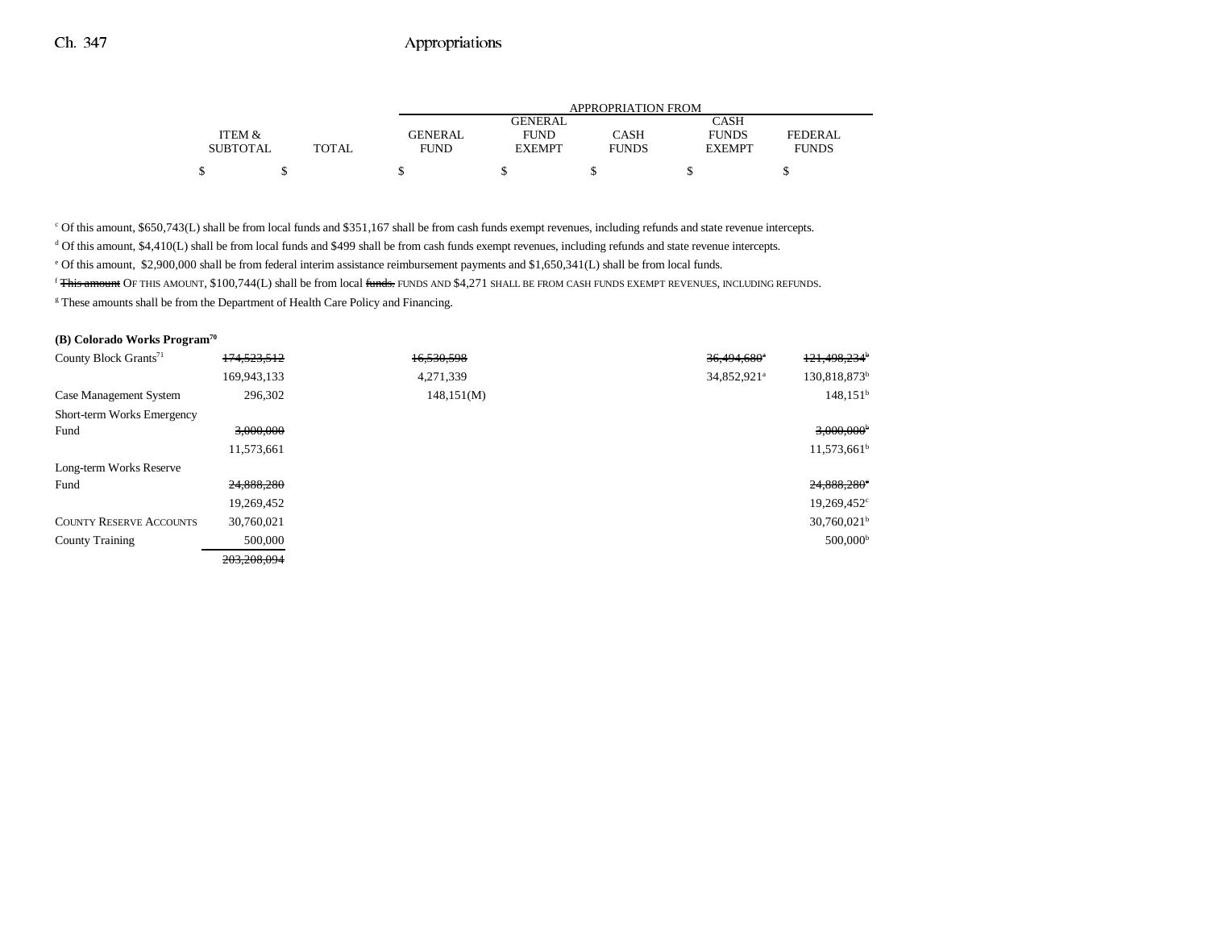| | ITEM & SUBTOTAL | TOTAL | GENERAL FUND | GENERAL FUND EXEMPT | CASH FUNDS | CASH FUNDS EXEMPT | FEDERAL FUNDS |
|---|---|---|---|---|---|---|---|
| | $ | $ | $ | $ | $ | $ | $ |

[c] Of this amount, $650,743(L) shall be from local funds and $351,167 shall be from cash funds exempt revenues, including refunds and state revenue intercepts.

[d] Of this amount, $4,410(L) shall be from local funds and $499 shall be from cash funds exempt revenues, including refunds and state revenue intercepts.

[e] Of this amount, $2,900,000 shall be from federal interim assistance reimbursement payments and $1,650,341(L) shall be from local funds.

[f] ~~This amount~~ OF THIS AMOUNT, $100,744(L) shall be from local ~~funds.~~ FUNDS AND $4,271 SHALL BE FROM CASH FUNDS EXEMPT REVENUES, INCLUDING REFUNDS.

[g] These amounts shall be from the Department of Health Care Policy and Financing.

**(B) Colorado Works Program[70]**

| | ITEM & SUBTOTAL | TOTAL | GENERAL FUND | GENERAL FUND EXEMPT | CASH FUNDS | CASH FUNDS EXEMPT | FEDERAL FUNDS |
|---|---|---|---|---|---|---|---|
| County Block Grants[71] | ~~174,523,512~~ | | ~~16,530,598~~ | | | ~~36,494,680~~[a] | ~~121,498,234~~[b] |
| | 169,943,133 | | 4,271,339 | | | 34,852,921[a] | 130,818,873[b] |
| Case Management System | 296,302 | | 148,151(M) | | | | 148,151[b] |
| Short-term Works Emergency Fund | ~~3,000,000~~ | | | | | | ~~3,000,000~~[b] |
| | 11,573,661 | | | | | | 11,573,661[b] |
| Long-term Works Reserve Fund | ~~24,888,280~~ | | | | | | ~~24,888,280~~[c] |
| | 19,269,452 | | | | | | 19,269,452[c] |
| COUNTY RESERVE ACCOUNTS | 30,760,021 | | | | | | 30,760,021[b] |
| County Training | 500,000 | | | | | | 500,000[b] |
| | ~~203,208,094~~ | | | | | | |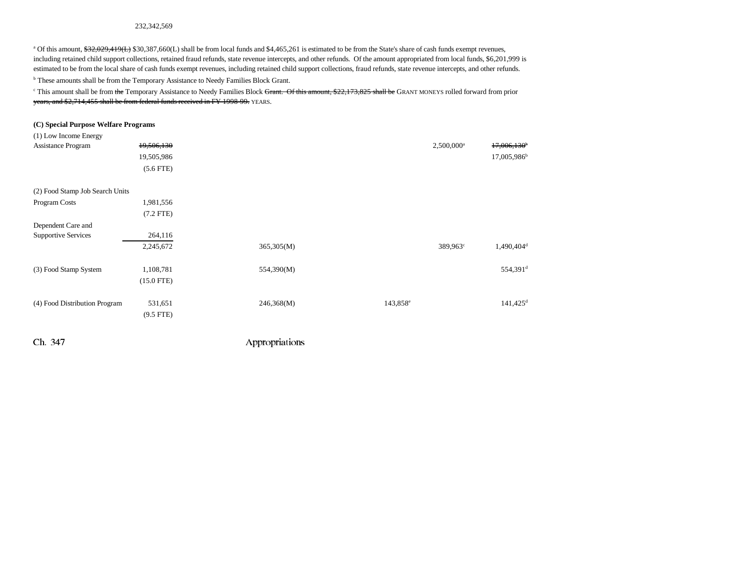232,342,569

[a] Of this amount, ~~$32,029,419(L)~~ $30,387,660(L) shall be from local funds and $4,465,261 is estimated to be from the State's share of cash funds exempt revenues, including retained child support collections, retained fraud refunds, state revenue intercepts, and other refunds. Of the amount appropriated from local funds, $6,201,999 is estimated to be from the local share of cash funds exempt revenues, including retained child support collections, fraud refunds, state revenue intercepts, and other refunds.

[b] These amounts shall be from the Temporary Assistance to Needy Families Block Grant.

[c] This amount shall be from ~~the~~ Temporary Assistance to Needy Families Block ~~Grant. Of this amount, $22,173,825 shall be~~ GRANT MONEYS rolled forward from prior ~~years, and $2,714,455 shall be from federal funds received in FY 1998-99.~~ YEARS.

**(C) Special Purpose Welfare Programs**

| | | | | | |
|---|---|---|---|---|---|
| (1) Low Income Energy Assistance Program | ~~19,506,130~~ | | | 2,500,000[a] | ~~17,006,130~~[b] |
| | 19,505,986 | | | | 17,005,986[b] |
| | (5.6 FTE) | | | | |
| (2) Food Stamp Job Search Units | | | | | |
| Program Costs | 1,981,556 | | | | |
| | (7.2 FTE) | | | | |
| Dependent Care and Supportive Services | 264,116 | | | | |
| | 2,245,672 | 365,305(M) | | 389,963[c] | 1,490,404[d] |
| (3) Food Stamp System | 1,108,781 | 554,390(M) | | | 554,391[d] |
| | (15.0 FTE) | | | | |
| (4) Food Distribution Program | 531,651 | 246,368(M) | 143,858[e] | | 141,425[d] |
| | (9.5 FTE) | | | | |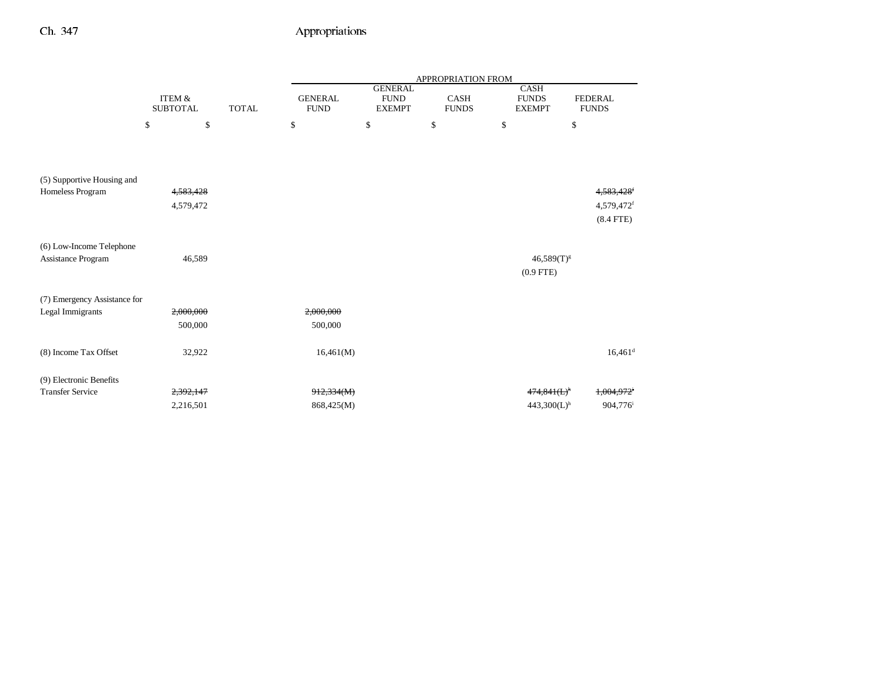| | ITEM & SUBTOTAL | TOTAL | GENERAL FUND | GENERAL FUND EXEMPT | CASH FUNDS | CASH FUNDS EXEMPT | FEDERAL FUNDS |
|---|---|---|---|---|---|---|---|
| | | | APPROPRIATION FROM | | | | |
| | $ | $ | $ | $ | $ | $ | $ |
| (5) Supportive Housing and Homeless Program | ~~4,583,428~~ | | | | | | ~~4,583,428~~[f] |
| | 4,579,472 | | | | | | 4,579,472[f] |
| | | | | | | | (8.4 FTE) |
| (6) Low-Income Telephone Assistance Program | 46,589 | | | | | 46,589(T)[g] | |
| | | | | | | (0.9 FTE) | |
| (7) Emergency Assistance for Legal Immigrants | ~~2,000,000~~ | | ~~2,000,000~~ | | | | |
| | 500,000 | | 500,000 | | | | |
| (8) Income Tax Offset | 32,922 | | 16,461(M) | | | | 16,461[d] |
| (9) Electronic Benefits Transfer Service | ~~2,392,147~~ | | ~~912,334(M)~~ | | | ~~474,841(L)~~[h] | ~~1,004,972~~[i] |
| | 2,216,501 | | 868,425(M) | | | 443,300(L)[h] | 904,776[i] |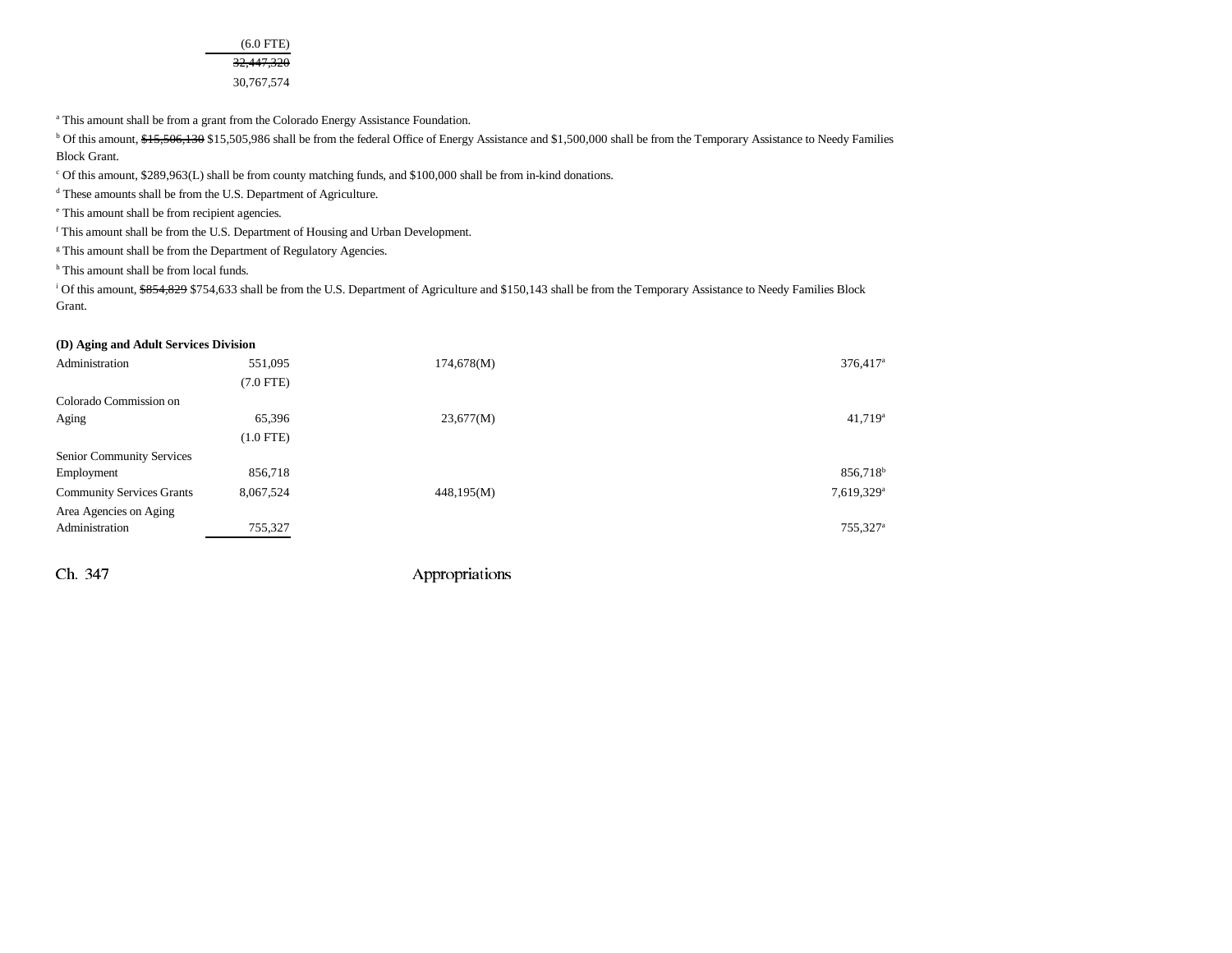| | | | | | |
|---|---|---|---|---|---|
| | (6.0 FTE) | | | | |
| | ~~32,447,320~~ | | | | |
| | 30,767,574 | | | | |

[a] This amount shall be from a grant from the Colorado Energy Assistance Foundation.

[b] Of this amount, ~~$15,506,130~~ $15,505,986 shall be from the federal Office of Energy Assistance and $1,500,000 shall be from the Temporary Assistance to Needy Families Block Grant.

[c] Of this amount, $289,963(L) shall be from county matching funds, and $100,000 shall be from in-kind donations.

[d] These amounts shall be from the U.S. Department of Agriculture.

[e] This amount shall be from recipient agencies.

[f] This amount shall be from the U.S. Department of Housing and Urban Development.

[g] This amount shall be from the Department of Regulatory Agencies.

[h] This amount shall be from local funds.

[i] Of this amount, ~~$854,829~~ $754,633 shall be from the U.S. Department of Agriculture and $150,143 shall be from the Temporary Assistance to Needy Families Block Grant.

**(D) Aging and Adult Services Division**

| | | | | | |
|---|---|---|---|---|---|
| Administration | 551,095 | 174,678(M) | | | 376,417[a] |
| | (7.0 FTE) | | | | |
| Colorado Commission on Aging | 65,396 | 23,677(M) | | | 41,719[a] |
| | (1.0 FTE) | | | | |
| Senior Community Services Employment | 856,718 | | | | 856,718[b] |
| Community Services Grants | 8,067,524 | 448,195(M) | | | 7,619,329[a] |
| Area Agencies on Aging Administration | 755,327 | | | | 755,327[a] |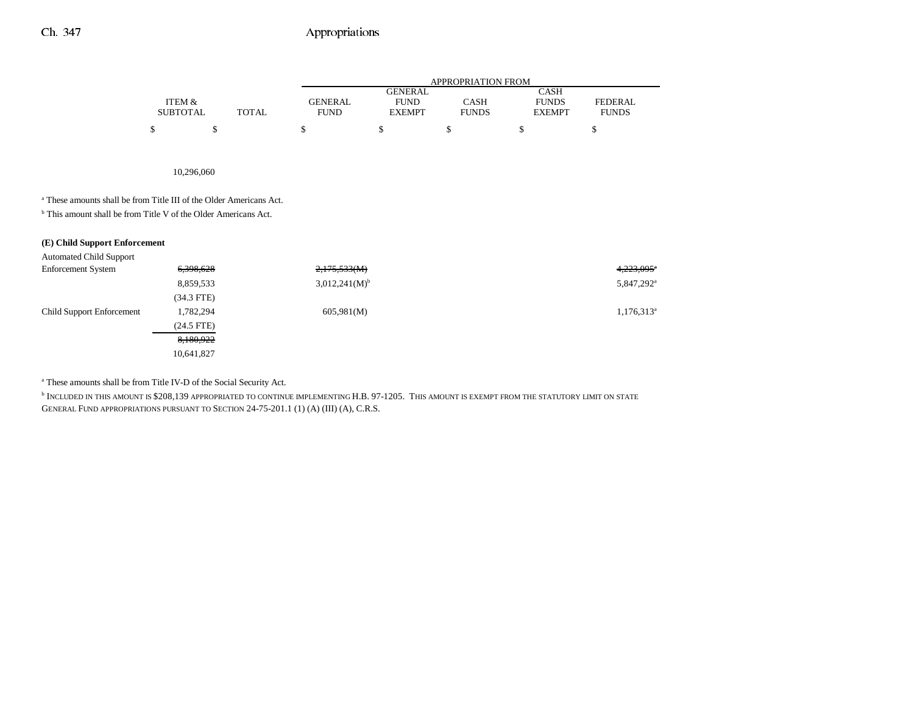| | ITEM & SUBTOTAL | TOTAL | APPROPRIATION FROM | | | | |
|---|---|---|---|---|---|---|---|
| | | | GENERAL FUND | GENERAL FUND EXEMPT | CASH FUNDS | CASH FUNDS EXEMPT | FEDERAL FUNDS |
| | $ | $ | $ | $ | $ | $ | $ |
| | 10,296,060 | | | | | | |

[a] These amounts shall be from Title III of the Older Americans Act.

[b] This amount shall be from Title V of the Older Americans Act.

**(E) Child Support Enforcement**

| | ITEM & SUBTOTAL | TOTAL | GENERAL FUND | GENERAL FUND EXEMPT | CASH FUNDS | CASH FUNDS EXEMPT | FEDERAL FUNDS |
|---|---|---|---|---|---|---|---|
| Automated Child Support Enforcement System | ~~6,398,628~~ | | ~~2,175,533(M)~~ | | | | ~~4,223,095~~[a] |
| | 8,859,533 | | 3,012,241(M)[b] | | | | 5,847,292[a] |
| | (34.3 FTE) | | | | | | |
| Child Support Enforcement | 1,782,294 | | 605,981(M) | | | | 1,176,313[a] |
| | (24.5 FTE) | | | | | | |
| | ~~8,180,922~~ | | | | | | |
| | 10,641,827 | | | | | | |

[a] These amounts shall be from Title IV-D of the Social Security Act.

[b] INCLUDED IN THIS AMOUNT IS $208,139 APPROPRIATED TO CONTINUE IMPLEMENTING H.B. 97-1205. THIS AMOUNT IS EXEMPT FROM THE STATUTORY LIMIT ON STATE GENERAL FUND APPROPRIATIONS PURSUANT TO SECTION 24-75-201.1 (1) (A) (III) (A), C.R.S.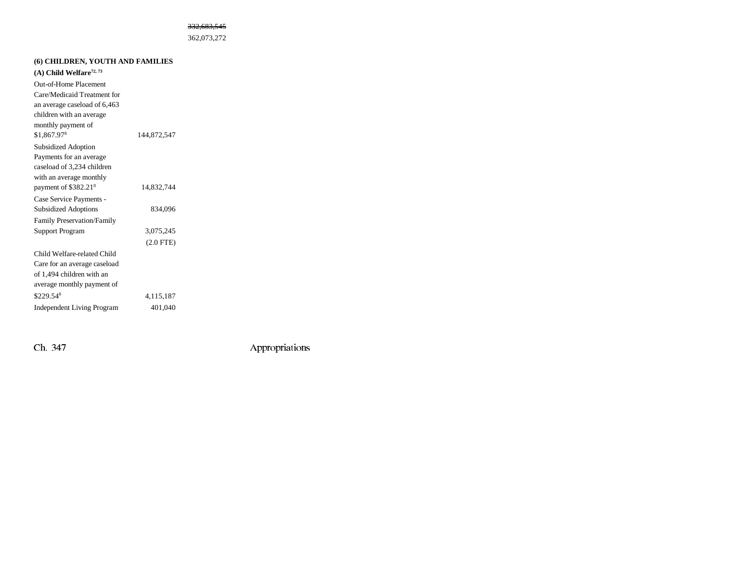~~332,683,545~~
362,073,272

**(6) CHILDREN, YOUTH AND FAMILIES**

**(A) Child Welfare**[72, 73]

| | |
|---|---|
| Out-of-Home Placement Care/Medicaid Treatment for an average caseload of 6,463 children with an average monthly payment of $1,867.97[8] | 144,872,547 |
| Subsidized Adoption Payments for an average caseload of 3,234 children with an average monthly payment of $382.21[8] | 14,832,744 |
| Case Service Payments - Subsidized Adoptions | 834,096 |
| Family Preservation/Family Support Program | 3,075,245 |
| | (2.0 FTE) |
| Child Welfare-related Child Care for an average caseload of 1,494 children with an average monthly payment of $229.54[8] | 4,115,187 |
| Independent Living Program | 401,040 |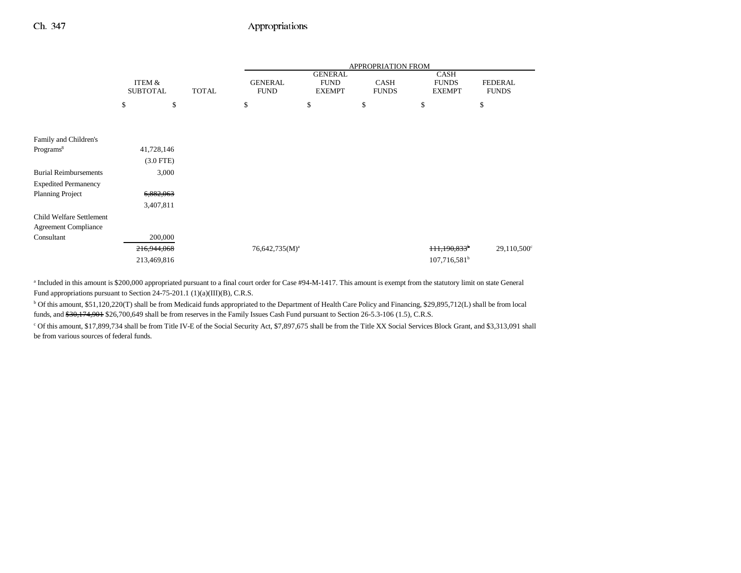| | ITEM & SUBTOTAL | TOTAL | APPROPRIATION FROM GENERAL FUND | GENERAL FUND EXEMPT | CASH FUNDS | CASH FUNDS EXEMPT | FEDERAL FUNDS |
|---|---|---|---|---|---|---|---|
| | $ | $ | $ | $ | $ | $ | $ |
| Family and Children's Programs[8] | 41,728,146 | | | | | | |
| | (3.0 FTE) | | | | | | |
| Burial Reimbursements | 3,000 | | | | | | |
| Expedited Permanency Planning Project | ~~6,882,063~~ | | | | | | |
| | 3,407,811 | | | | | | |
| Child Welfare Settlement Agreement Compliance Consultant | 200,000 | | | | | | |
| | ~~216,944,068~~ | | 76,642,735(M)[a] | | | ~~111,190,833~~[b] | 29,110,500[c] |
| | 213,469,816 | | | | | 107,716,581[b] | |

[a] Included in this amount is $200,000 appropriated pursuant to a final court order for Case #94-M-1417. This amount is exempt from the statutory limit on state General Fund appropriations pursuant to Section 24-75-201.1 (1)(a)(III)(B), C.R.S.

[b] Of this amount, $51,120,220(T) shall be from Medicaid funds appropriated to the Department of Health Care Policy and Financing, $29,895,712(L) shall be from local funds, and ~~$30,174,901~~ $26,700,649 shall be from reserves in the Family Issues Cash Fund pursuant to Section 26-5.3-106 (1.5), C.R.S.

[c] Of this amount, $17,899,734 shall be from Title IV-E of the Social Security Act, $7,897,675 shall be from the Title XX Social Services Block Grant, and $3,313,091 shall be from various sources of federal funds.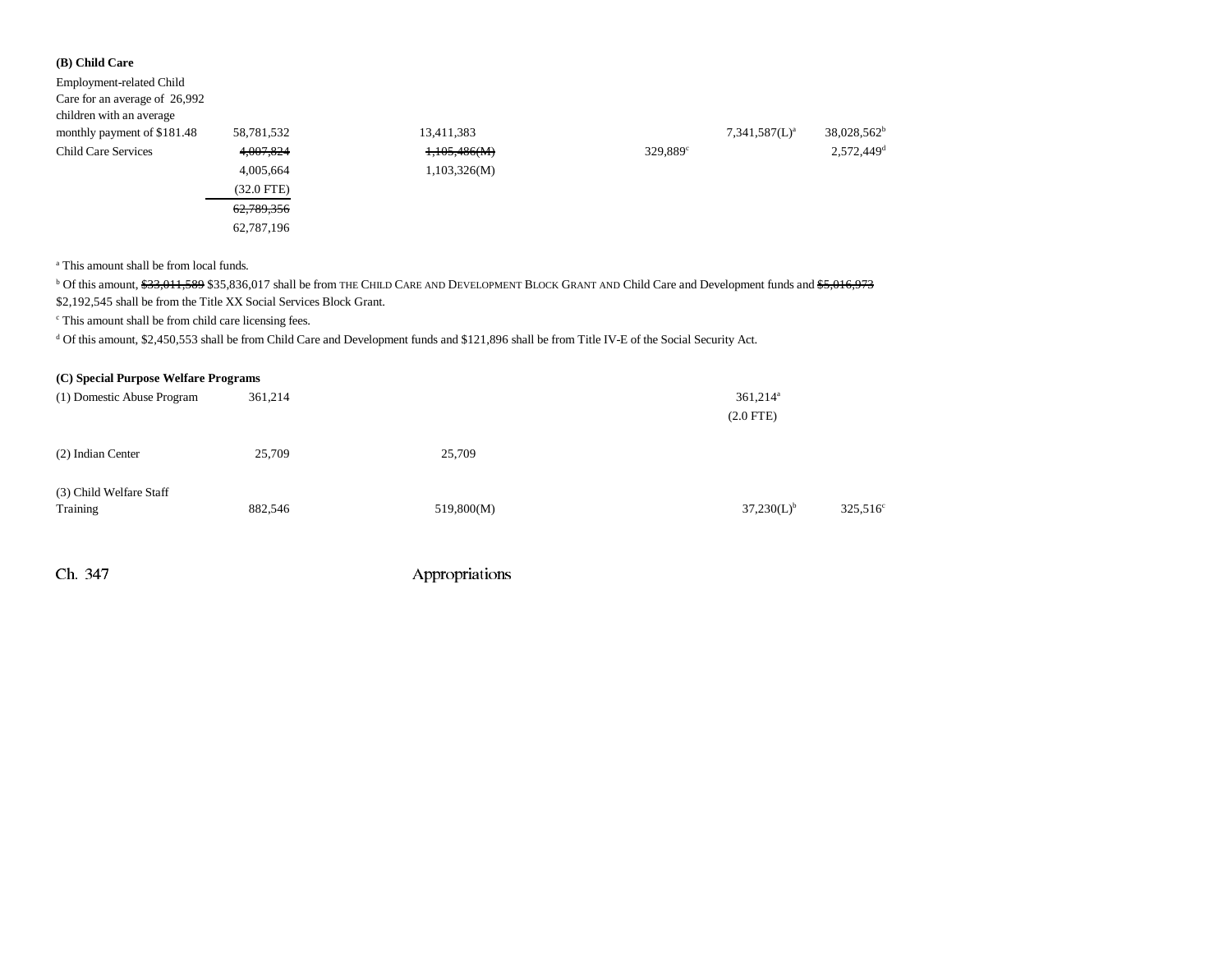### (B) Child Care

| | Total | General Fund | General Fund Exempt | Cash Funds | Cash Funds Exempt | Federal Funds |
|---|---|---|---|---|---|---|
| Employment-related Child Care for an average of 26,992 children with an average monthly payment of $181.48 | 58,781,532 | 13,411,383 | | | 7,341,587(L)[a] | 38,028,562[b] |
| Child Care Services | ~~4,007,824~~ | ~~1,105,486(M)~~ | | 329,889[c] | | 2,572,449[d] |
| | 4,005,664 | 1,103,326(M) | | | | |
| | (32.0 FTE) | | | | | |
| | ~~62,789,356~~ | | | | | |
| | 62,787,196 | | | | | |

[a] This amount shall be from local funds.

[b] Of this amount, ~~$33,011,589~~ $35,836,017 shall be from THE CHILD CARE AND DEVELOPMENT BLOCK GRANT AND Child Care and Development funds and ~~$5,016,973~~ $2,192,545 shall be from the Title XX Social Services Block Grant.

[c] This amount shall be from child care licensing fees.

[d] Of this amount, $2,450,553 shall be from Child Care and Development funds and $121,896 shall be from Title IV-E of the Social Security Act.

### (C) Special Purpose Welfare Programs

| | Total | General Fund | General Fund Exempt | Cash Funds | Cash Funds Exempt | Federal Funds |
|---|---|---|---|---|---|---|
| (1) Domestic Abuse Program | 361,214 | | | | 361,214[a] | |
| | | | | | (2.0 FTE) | |
| (2) Indian Center | 25,709 | 25,709 | | | | |
| (3) Child Welfare Staff Training | 882,546 | 519,800(M) | | | 37,230(L)[b] | 325,516[c] |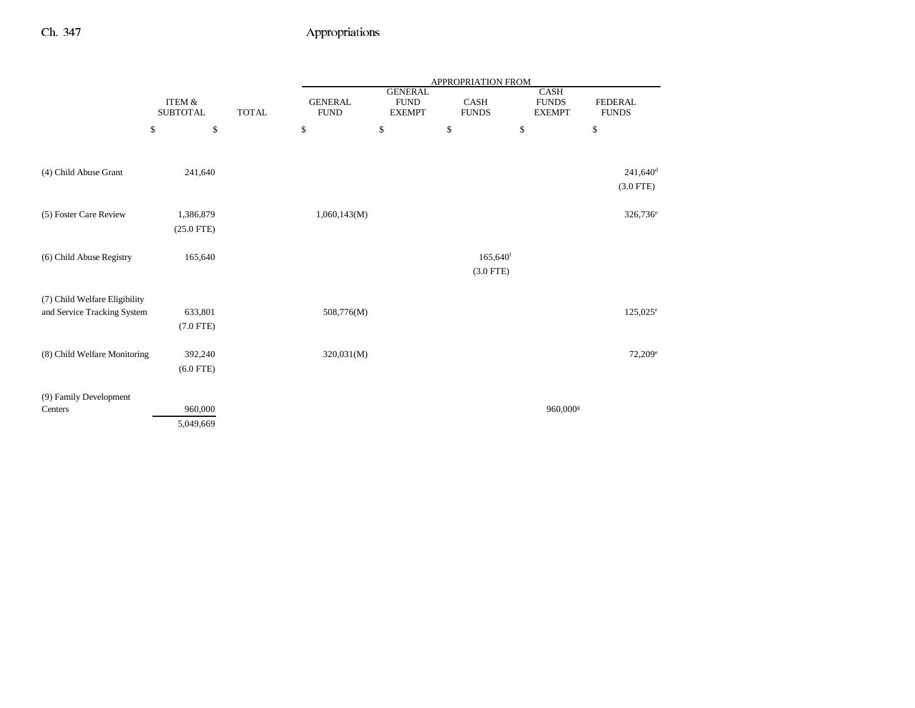| | ITEM & SUBTOTAL | TOTAL | APPROPRIATION FROM GENERAL FUND | GENERAL FUND EXEMPT | CASH FUNDS | CASH FUNDS EXEMPT | FEDERAL FUNDS |
|---|---|---|---|---|---|---|---|
| | $ | $ | $ | $ | $ | $ | $ |
| (4) Child Abuse Grant | 241,640 | | | | | | 241,640[d] (3.0 FTE) |
| (5) Foster Care Review | 1,386,879 (25.0 FTE) | | 1,060,143(M) | | | | 326,736[e] |
| (6) Child Abuse Registry | 165,640 | | | | 165,640[f] (3.0 FTE) | | |
| (7) Child Welfare Eligibility and Service Tracking System | 633,801 (7.0 FTE) | | 508,776(M) | | | | 125,025[e] |
| (8) Child Welfare Monitoring | 392,240 (6.0 FTE) | | 320,031(M) | | | | 72,209[e] |
| (9) Family Development Centers | 960,000 | | | | | 960,000[g] | |
| | 5,049,669 | | | | | | |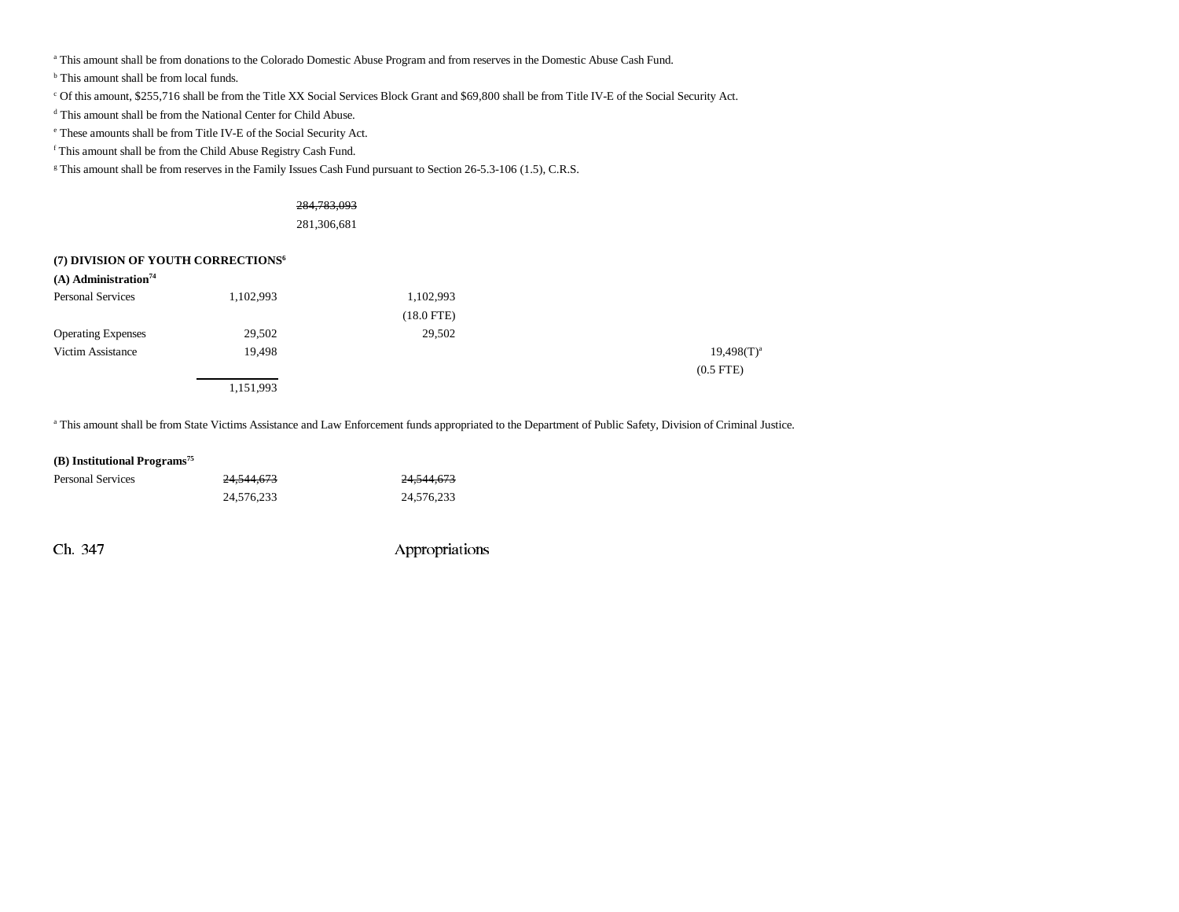[a] This amount shall be from donations to the Colorado Domestic Abuse Program and from reserves in the Domestic Abuse Cash Fund.

[b] This amount shall be from local funds.

[c] Of this amount, $255,716 shall be from the Title XX Social Services Block Grant and $69,800 shall be from Title IV-E of the Social Security Act.

[d] This amount shall be from the National Center for Child Abuse.

[e] These amounts shall be from Title IV-E of the Social Security Act.

[f] This amount shall be from the Child Abuse Registry Cash Fund.

[g] This amount shall be from reserves in the Family Issues Cash Fund pursuant to Section 26-5.3-106 (1.5), C.R.S.

~~284,783,093~~
281,306,681

**(7) DIVISION OF YOUTH CORRECTIONS[6]**

**(A) Administration[74]**

| | | | | | |
|---|---|---|---|---|---|
| Personal Services | 1,102,993 | 1,102,993 | | | |
| | | (18.0 FTE) | | | |
| Operating Expenses | 29,502 | 29,502 | | | |
| Victim Assistance | 19,498 | | | 19,498(T)[a] | |
| | | | | (0.5 FTE) | |
| | 1,151,993 | | | | |

[a] This amount shall be from State Victims Assistance and Law Enforcement funds appropriated to the Department of Public Safety, Division of Criminal Justice.

**(B) Institutional Programs[75]**

| | | |
|---|---|---|
| Personal Services | ~~24,544,673~~ | ~~24,544,673~~ |
| | 24,576,233 | 24,576,233 |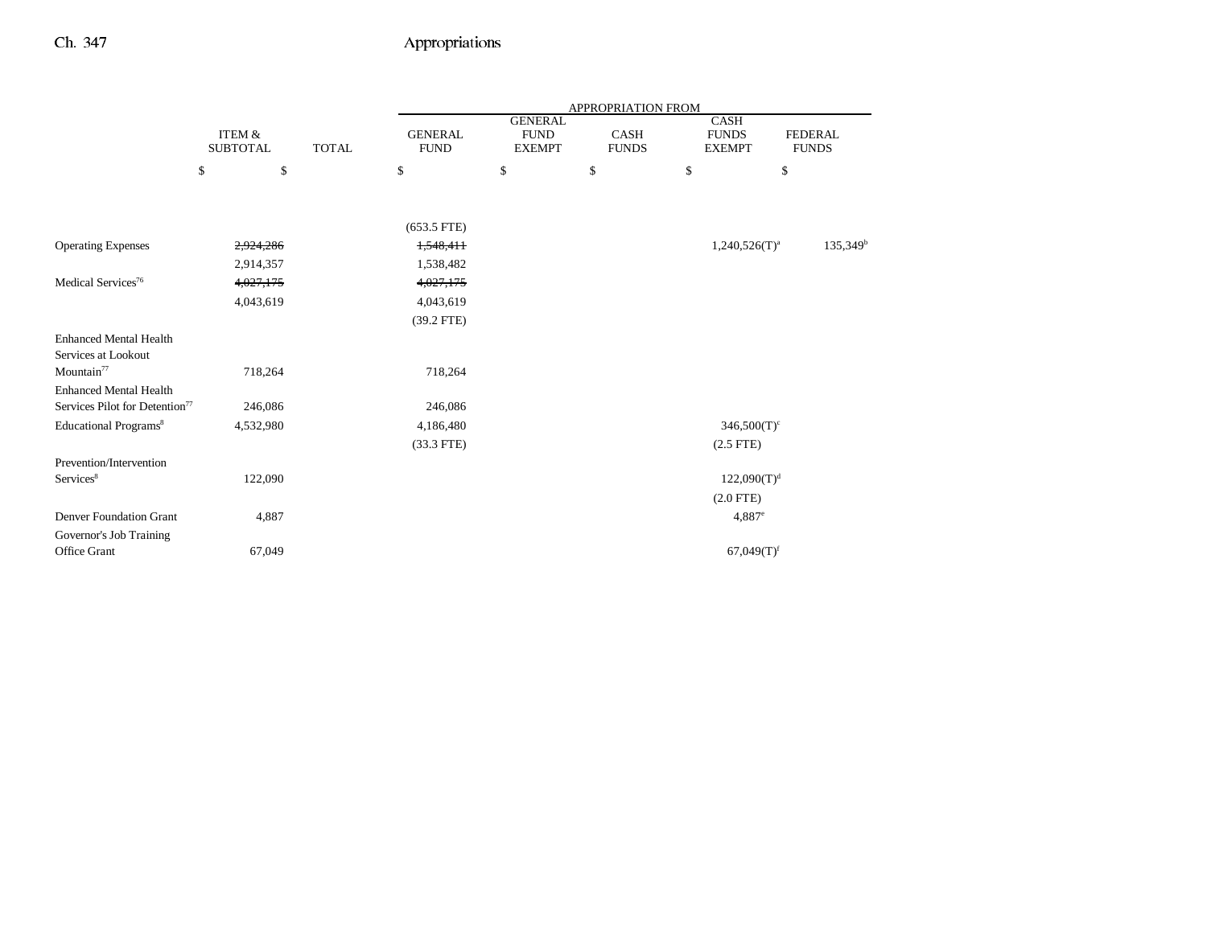| | ITEM & SUBTOTAL | TOTAL | APPROPRIATION FROM GENERAL FUND | GENERAL FUND EXEMPT | CASH FUNDS | CASH FUNDS EXEMPT | FEDERAL FUNDS |
|---|---|---|---|---|---|---|---|
| | $ | $ | $ | $ | $ | $ | $ |
| | | | (653.5 FTE) | | | | |
| Operating Expenses | ~~2,924,286~~ | | ~~1,548,411~~ | | | 1,240,526(T)[a] | 135,349[b] |
| | 2,914,357 | | 1,538,482 | | | | |
| Medical Services[76] | ~~4,027,175~~ | | ~~4,027,175~~ | | | | |
| | 4,043,619 | | 4,043,619 | | | | |
| | | | (39.2 FTE) | | | | |
| Enhanced Mental Health Services at Lookout Mountain[77] | 718,264 | | 718,264 | | | | |
| Enhanced Mental Health Services Pilot for Detention[77] | 246,086 | | 246,086 | | | | |
| Educational Programs[8] | 4,532,980 | | 4,186,480 | | | 346,500(T)[c] | |
| | | | (33.3 FTE) | | | (2.5 FTE) | |
| Prevention/Intervention Services[8] | 122,090 | | | | | 122,090(T)[d] | |
| | | | | | | (2.0 FTE) | |
| Denver Foundation Grant | 4,887 | | | | | 4,887[e] | |
| Governor's Job Training Office Grant | 67,049 | | | | | 67,049(T)[f] | |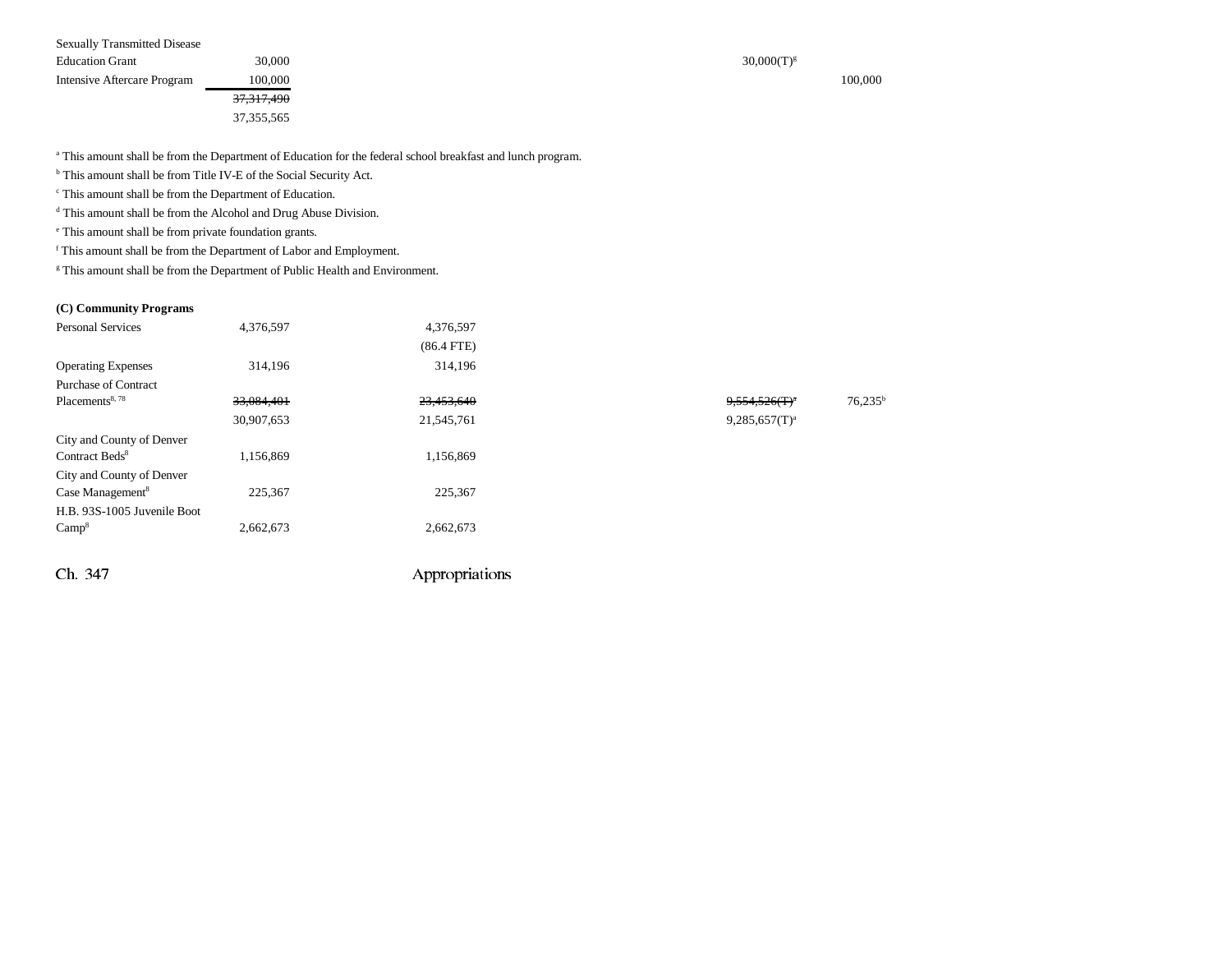| | | | | | |
|---|---|---|---|---|---|
| Sexually Transmitted Disease Education Grant | 30,000 | | | 30,000(T)[g] | |
| Intensive Aftercare Program | 100,000 | | | | 100,000 |
| | ~~37,317,490~~ | | | | |
| | 37,355,565 | | | | |

[a] This amount shall be from the Department of Education for the federal school breakfast and lunch program.

[b] This amount shall be from Title IV-E of the Social Security Act.

[c] This amount shall be from the Department of Education.

[d] This amount shall be from the Alcohol and Drug Abuse Division.

[e] This amount shall be from private foundation grants.

[f] This amount shall be from the Department of Labor and Employment.

[g] This amount shall be from the Department of Public Health and Environment.

**(C) Community Programs**

| | | | | | |
|---|---|---|---|---|---|
| Personal Services | 4,376,597 | 4,376,597 (86.4 FTE) | | | |
| Operating Expenses | 314,196 | 314,196 | | | |
| Purchase of Contract Placements[8, 78] | ~~33,084,401~~ 30,907,653 | ~~23,453,640~~ 21,545,761 | | ~~9,554,526(T)[a]~~ 9,285,657(T)[a] | 76,235[b] |
| City and County of Denver Contract Beds[8] | 1,156,869 | 1,156,869 | | | |
| City and County of Denver Case Management[8] | 225,367 | 225,367 | | | |
| H.B. 93S-1005 Juvenile Boot Camp[8] | 2,662,673 | 2,662,673 | | | |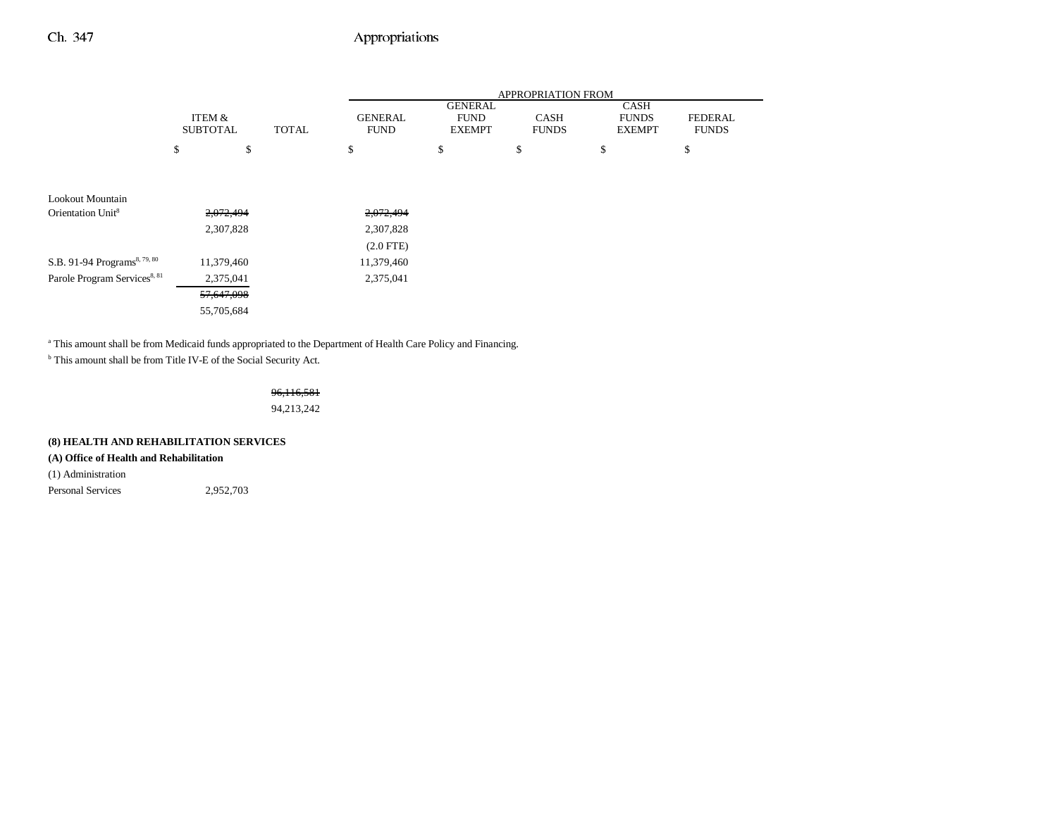| | ITEM & SUBTOTAL | TOTAL | GENERAL FUND | GENERAL FUND EXEMPT | CASH FUNDS | CASH FUNDS EXEMPT | FEDERAL FUNDS |
|---|---|---|---|---|---|---|---|
| | $ | $ | $ | $ | $ | $ | $ |
| Lookout Mountain Orientation Unit[8] | ~~2,072,494~~ | | ~~2,072,494~~ | | | | |
| | 2,307,828 | | 2,307,828 | | | | |
| | | | (2.0 FTE) | | | | |
| S.B. 91-94 Programs[8, 79, 80] | 11,379,460 | | 11,379,460 | | | | |
| Parole Program Services[8, 81] | 2,375,041 | | 2,375,041 | | | | |
| | ~~57,647,098~~ | | | | | | |
| | 55,705,684 | | | | | | |

[a] This amount shall be from Medicaid funds appropriated to the Department of Health Care Policy and Financing.

[b] This amount shall be from Title IV-E of the Social Security Act.

| | ITEM & SUBTOTAL | TOTAL | GENERAL FUND | GENERAL FUND EXEMPT | CASH FUNDS | CASH FUNDS EXEMPT | FEDERAL FUNDS |
|---|---|---|---|---|---|---|---|
| | | ~~96,116,581~~ | | | | | |
| | | 94,213,242 | | | | | |

**(8) HEALTH AND REHABILITATION SERVICES**

**(A) Office of Health and Rehabilitation**

(1) Administration

| | ITEM & SUBTOTAL | TOTAL | GENERAL FUND | GENERAL FUND EXEMPT | CASH FUNDS | CASH FUNDS EXEMPT | FEDERAL FUNDS |
|---|---|---|---|---|---|---|---|
| Personal Services | 2,952,703 | | | | | | |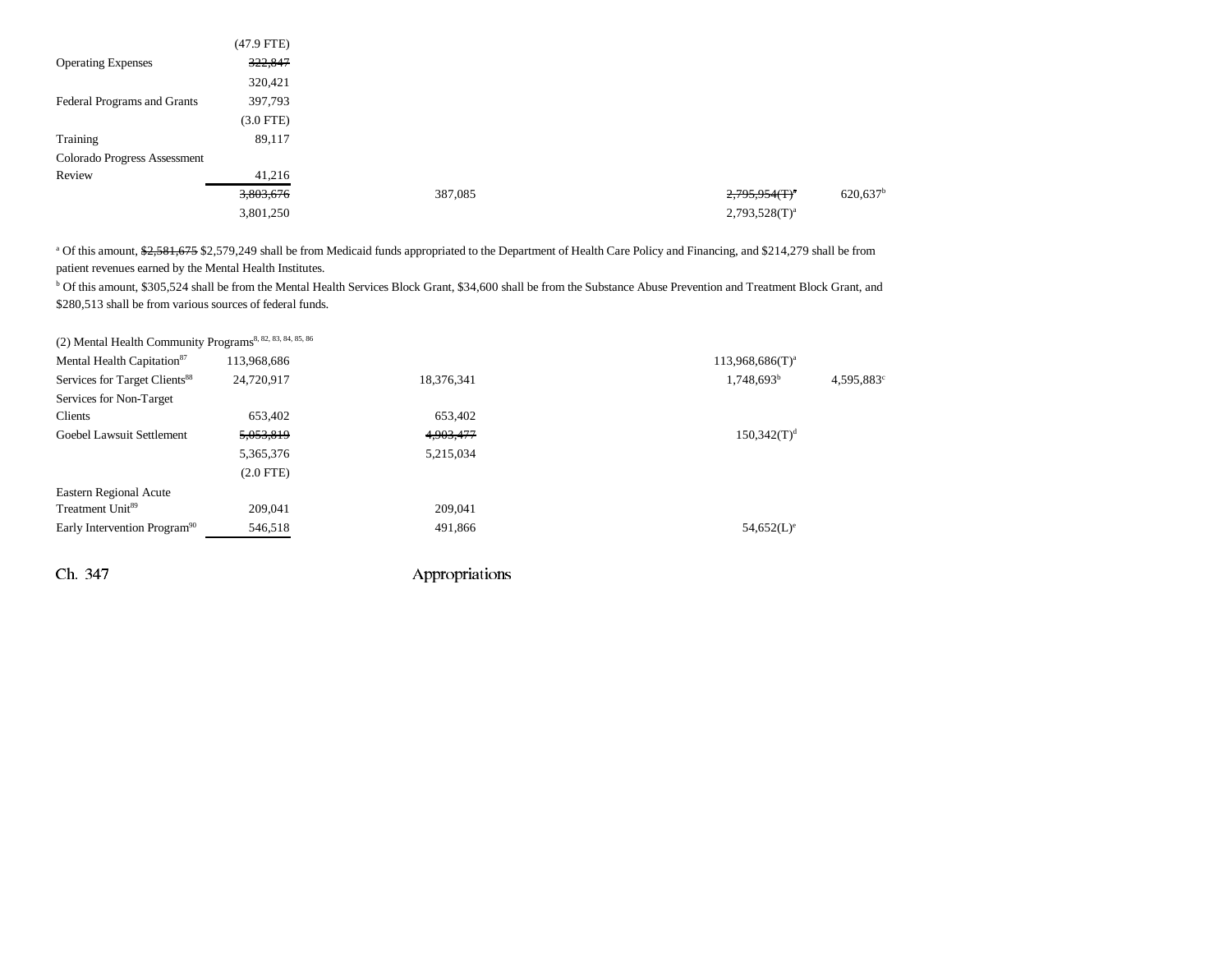| | Total | General Fund | General Fund Exempt | Cash Funds | Cash Funds Exempt | Federal Funds |
|---|---|---|---|---|---|---|
| | (47.9 FTE) | | | | | |
| Operating Expenses | ~~322,847~~ 320,421 | | | | | |
| Federal Programs and Grants | 397,793 (3.0 FTE) | | | | | |
| Training | 89,117 | | | | | |
| Colorado Progress Assessment Review | 41,216 | | | | | |
| | ~~3,803,676~~ 3,801,250 | 387,085 | | | ~~2,795,954(T)~~[a] 2,793,528(T)[a] | 620,637[b] |

[a] Of this amount, ~~$2,581,675~~ $2,579,249 shall be from Medicaid funds appropriated to the Department of Health Care Policy and Financing, and $214,279 shall be from patient revenues earned by the Mental Health Institutes.

[b] Of this amount, $305,524 shall be from the Mental Health Services Block Grant, $34,600 shall be from the Substance Abuse Prevention and Treatment Block Grant, and $280,513 shall be from various sources of federal funds.

(2) Mental Health Community Programs[8, 82, 83, 84, 85, 86]

| | Total | General Fund | General Fund Exempt | Cash Funds | Cash Funds Exempt | Federal Funds |
|---|---|---|---|---|---|---|
| Mental Health Capitation[87] | 113,968,686 | | | | 113,968,686(T)[a] | |
| Services for Target Clients[88] | 24,720,917 | 18,376,341 | | | 1,748,693[b] | 4,595,883[c] |
| Services for Non-Target Clients | 653,402 | 653,402 | | | | |
| Goebel Lawsuit Settlement | ~~5,053,819~~ 5,365,376 (2.0 FTE) | ~~4,903,477~~ 5,215,034 | | | 150,342(T)[d] | |
| Eastern Regional Acute Treatment Unit[89] | 209,041 | 209,041 | | | | |
| Early Intervention Program[90] | 546,518 | 491,866 | | | 54,652(L)[e] | |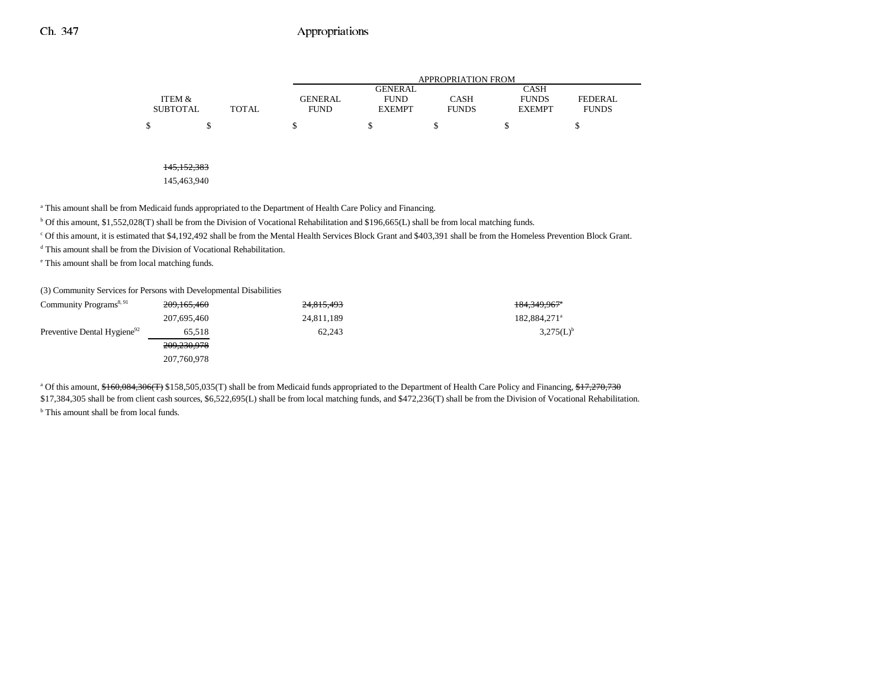| | ITEM & SUBTOTAL | TOTAL | APPROPRIATION FROM GENERAL FUND | GENERAL FUND EXEMPT | CASH FUNDS | CASH FUNDS EXEMPT | FEDERAL FUNDS |
|---|---|---|---|---|---|---|---|
| | $ | $ | $ | $ | $ | $ | $ |
| | ~~145,152,383~~ | | | | | | |
| | 145,463,940 | | | | | | |

[a] This amount shall be from Medicaid funds appropriated to the Department of Health Care Policy and Financing.

[b] Of this amount, $1,552,028(T) shall be from the Division of Vocational Rehabilitation and $196,665(L) shall be from local matching funds.

[c] Of this amount, it is estimated that $4,192,492 shall be from the Mental Health Services Block Grant and $403,391 shall be from the Homeless Prevention Block Grant.

[d] This amount shall be from the Division of Vocational Rehabilitation.

[e] This amount shall be from local matching funds.

(3) Community Services for Persons with Developmental Disabilities

| | ITEM & SUBTOTAL | TOTAL | GENERAL FUND | GENERAL FUND EXEMPT | CASH FUNDS | CASH FUNDS EXEMPT | FEDERAL FUNDS |
|---|---|---|---|---|---|---|---|
| Community Programs[8, 91] | ~~209,165,460~~ | | ~~24,815,493~~ | | | ~~184,349,967~~[a] | |
| | 207,695,460 | | 24,811,189 | | | 182,884,271[a] | |
| Preventive Dental Hygiene[92] | 65,518 | | 62,243 | | | 3,275(L)[b] | |
| | ~~209,230,978~~ | | | | | | |
| | 207,760,978 | | | | | | |

[a] Of this amount, ~~$160,084,306(T)~~ $158,505,035(T) shall be from Medicaid funds appropriated to the Department of Health Care Policy and Financing, ~~$17,270,730~~ $17,384,305 shall be from client cash sources, $6,522,695(L) shall be from local matching funds, and $472,236(T) shall be from the Division of Vocational Rehabilitation.

[b] This amount shall be from local funds.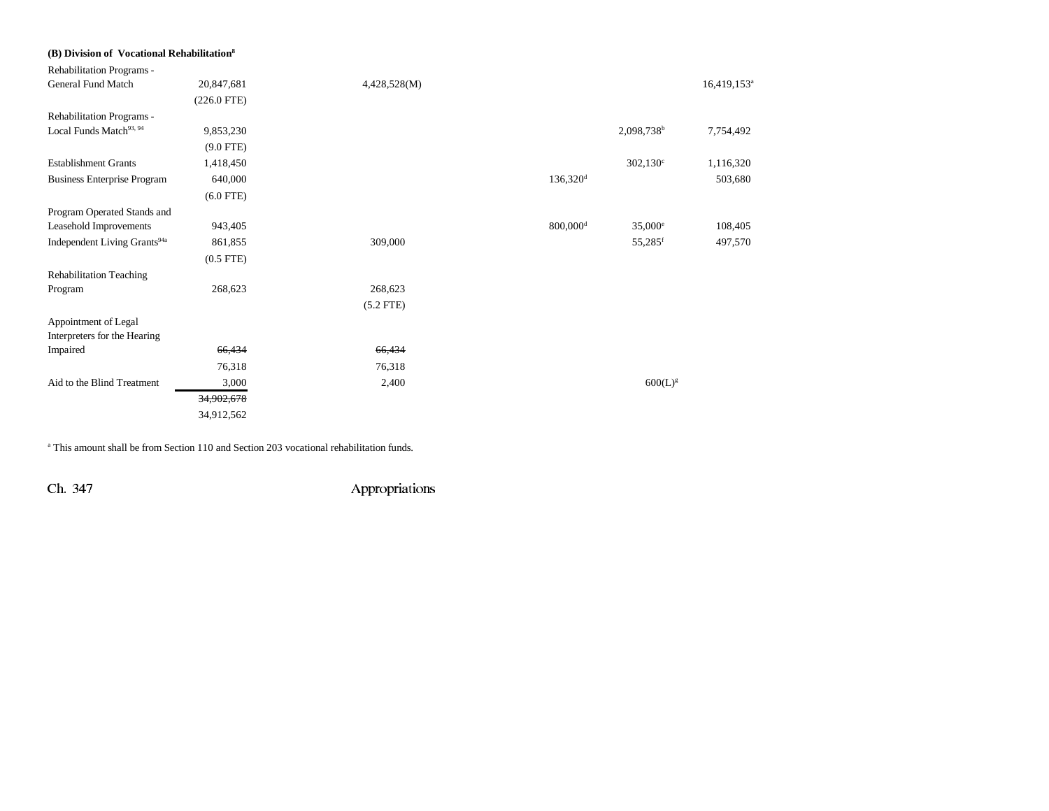**(B) Division of Vocational Rehabilitation[8]**

| | | | | | | |
|---|---|---|---|---|---|---|
| Rehabilitation Programs - General Fund Match | 20,847,681 | 4,428,528(M) | | | | 16,419,153[a] |
| | (226.0 FTE) | | | | | |
| Rehabilitation Programs - Local Funds Match[93, 94] | 9,853,230 | | | | 2,098,738[b] | 7,754,492 |
| | (9.0 FTE) | | | | | |
| Establishment Grants | 1,418,450 | | | | 302,130[c] | 1,116,320 |
| Business Enterprise Program | 640,000 | | | 136,320[d] | | 503,680 |
| | (6.0 FTE) | | | | | |
| Program Operated Stands and Leasehold Improvements | 943,405 | | | 800,000[d] | 35,000[e] | 108,405 |
| Independent Living Grants[94a] | 861,855 | 309,000 | | | 55,285[f] | 497,570 |
| | (0.5 FTE) | | | | | |
| Rehabilitation Teaching Program | 268,623 | 268,623 | | | | |
| | | (5.2 FTE) | | | | |
| Appointment of Legal Interpreters for the Hearing Impaired | ~~66,434~~ | ~~66,434~~ | | | | |
| | 76,318 | 76,318 | | | | |
| Aid to the Blind Treatment | 3,000 | 2,400 | | | 600(L)[g] | |
| | ~~34,902,678~~ | | | | | |
| | 34,912,562 | | | | | |

[a] This amount shall be from Section 110 and Section 203 vocational rehabilitation funds.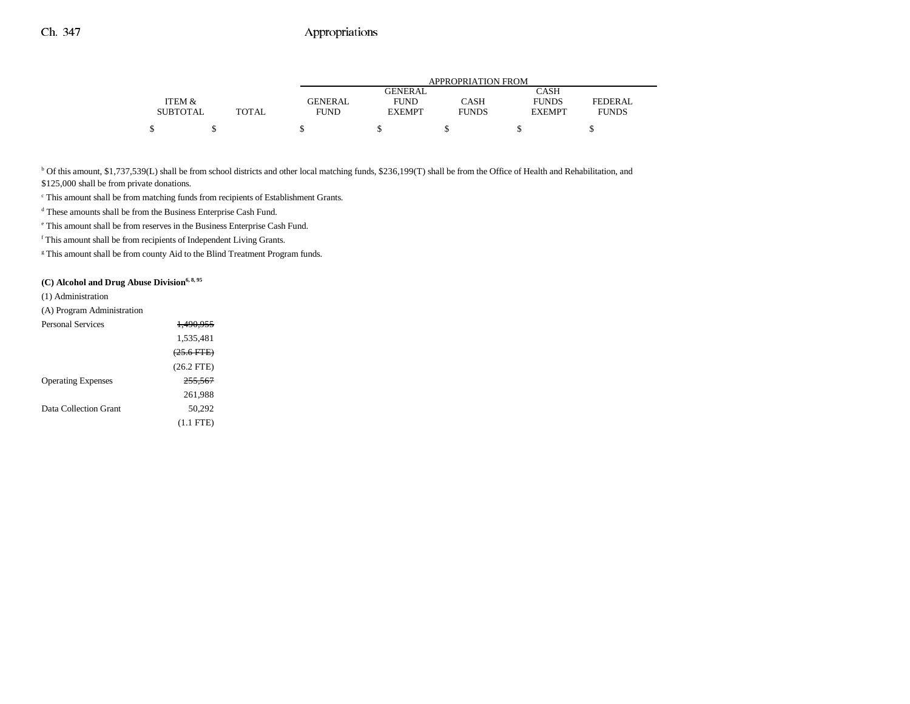| | ITEM & SUBTOTAL | TOTAL | APPROPRIATION FROM GENERAL FUND | GENERAL FUND EXEMPT | CASH FUNDS | CASH FUNDS EXEMPT | FEDERAL FUNDS |
|---|---|---|---|---|---|---|---|
| | $ | $ | $ | $ | $ | $ | $ |

[b] Of this amount, $1,737,539(L) shall be from school districts and other local matching funds, $236,199(T) shall be from the Office of Health and Rehabilitation, and $125,000 shall be from private donations.

[c] This amount shall be from matching funds from recipients of Establishment Grants.

[d] These amounts shall be from the Business Enterprise Cash Fund.

[e] This amount shall be from reserves in the Business Enterprise Cash Fund.

[f] This amount shall be from recipients of Independent Living Grants.

[g] This amount shall be from county Aid to the Blind Treatment Program funds.

**(C) Alcohol and Drug Abuse Division**[6, 8, 95]

(1) Administration

(A) Program Administration

| | ITEM & SUBTOTAL | TOTAL | GENERAL FUND | GENERAL FUND EXEMPT | CASH FUNDS | CASH FUNDS EXEMPT | FEDERAL FUNDS |
|---|---|---|---|---|---|---|---|
| Personal Services | ~~1,490,955~~ | | | | | | |
| | 1,535,481 | | | | | | |
| | ~~(25.6 FTE)~~ | | | | | | |
| | (26.2 FTE) | | | | | | |
| Operating Expenses | ~~255,567~~ | | | | | | |
| | 261,988 | | | | | | |
| Data Collection Grant | 50,292 | | | | | | |
| | (1.1 FTE) | | | | | | |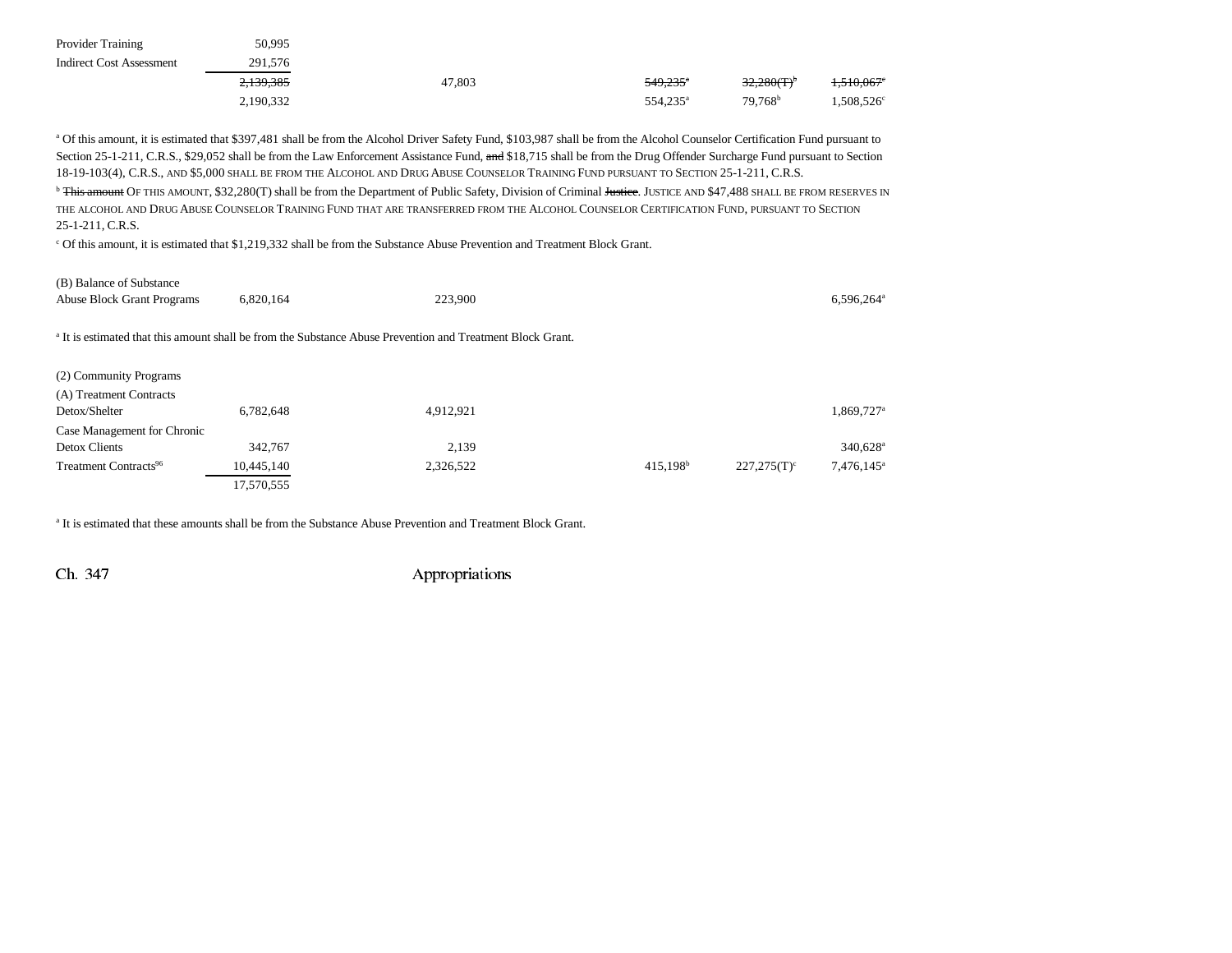| | | | | | |
|---|---|---|---|---|---|
| Provider Training | 50,995 | | | | |
| Indirect Cost Assessment | 291,576 | | | | |
| | ~~2,139,385~~ | 47,803 | ~~549,235~~[a] | ~~32,280(T)~~[b] | ~~1,510,067~~[c] |
| | 2,190,332 | | 554,235[a] | 79,768[b] | 1,508,526[c] |

[a] Of this amount, it is estimated that $397,481 shall be from the Alcohol Driver Safety Fund, $103,987 shall be from the Alcohol Counselor Certification Fund pursuant to Section 25-1-211, C.R.S., $29,052 shall be from the Law Enforcement Assistance Fund, ~~and~~ $18,715 shall be from the Drug Offender Surcharge Fund pursuant to Section 18-19-103(4), C.R.S., AND $5,000 SHALL BE FROM THE ALCOHOL AND DRUG ABUSE COUNSELOR TRAINING FUND PURSUANT TO SECTION 25-1-211, C.R.S.

[b] ~~This amount~~ OF THIS AMOUNT, $32,280(T) shall be from the Department of Public Safety, Division of Criminal ~~Justice~~. JUSTICE AND $47,488 SHALL BE FROM RESERVES IN THE ALCOHOL AND DRUG ABUSE COUNSELOR TRAINING FUND THAT ARE TRANSFERRED FROM THE ALCOHOL COUNSELOR CERTIFICATION FUND, PURSUANT TO SECTION 25-1-211, C.R.S.

[c] Of this amount, it is estimated that $1,219,332 shall be from the Substance Abuse Prevention and Treatment Block Grant.

| | | | | | |
|---|---|---|---|---|---|
| (B) Balance of Substance Abuse Block Grant Programs | 6,820,164 | 223,900 | | | 6,596,264[a] |

[a] It is estimated that this amount shall be from the Substance Abuse Prevention and Treatment Block Grant.

(2) Community Programs

| | | | | | |
|---|---|---|---|---|---|
| (A) Treatment Contracts | | | | | |
| Detox/Shelter | 6,782,648 | 4,912,921 | | | 1,869,727[a] |
| Case Management for Chronic Detox Clients | 342,767 | 2,139 | | | 340,628[a] |
| Treatment Contracts[96] | 10,445,140 | 2,326,522 | 415,198[b] | 227,275(T)[c] | 7,476,145[a] |
| | 17,570,555 | | | | |

[a] It is estimated that these amounts shall be from the Substance Abuse Prevention and Treatment Block Grant.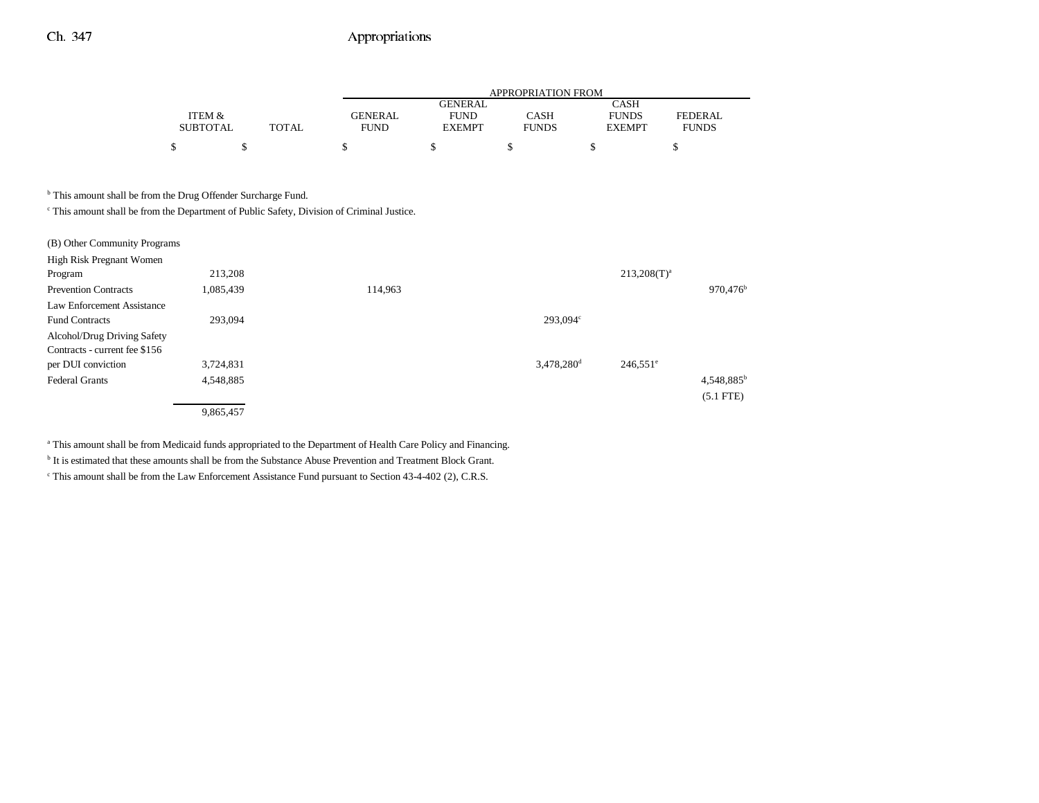| | ITEM & SUBTOTAL | TOTAL | GENERAL FUND | GENERAL FUND EXEMPT | CASH FUNDS | CASH FUNDS EXEMPT | FEDERAL FUNDS |
|---|---|---|---|---|---|---|---|
| | $ | $ | $ | $ | $ | $ | $ |

[b] This amount shall be from the Drug Offender Surcharge Fund.

[c] This amount shall be from the Department of Public Safety, Division of Criminal Justice.

| | ITEM & SUBTOTAL | TOTAL | GENERAL FUND | GENERAL FUND EXEMPT | CASH FUNDS | CASH FUNDS EXEMPT | FEDERAL FUNDS |
|---|---|---|---|---|---|---|---|
| (B) Other Community Programs | | | | | | | |
| High Risk Pregnant Women Program | 213,208 | | | | | 213,208(T)[a] | |
| Prevention Contracts | 1,085,439 | | 114,963 | | | | 970,476[b] |
| Law Enforcement Assistance Fund Contracts | 293,094 | | | | 293,094[c] | | |
| Alcohol/Drug Driving Safety Contracts - current fee $156 per DUI conviction | 3,724,831 | | | | 3,478,280[d] | 246,551[e] | |
| Federal Grants | 4,548,885 | | | | | | 4,548,885[b] (5.1 FTE) |
| | 9,865,457 | | | | | | |

[a] This amount shall be from Medicaid funds appropriated to the Department of Health Care Policy and Financing.

[b] It is estimated that these amounts shall be from the Substance Abuse Prevention and Treatment Block Grant.

[c] This amount shall be from the Law Enforcement Assistance Fund pursuant to Section 43-4-402 (2), C.R.S.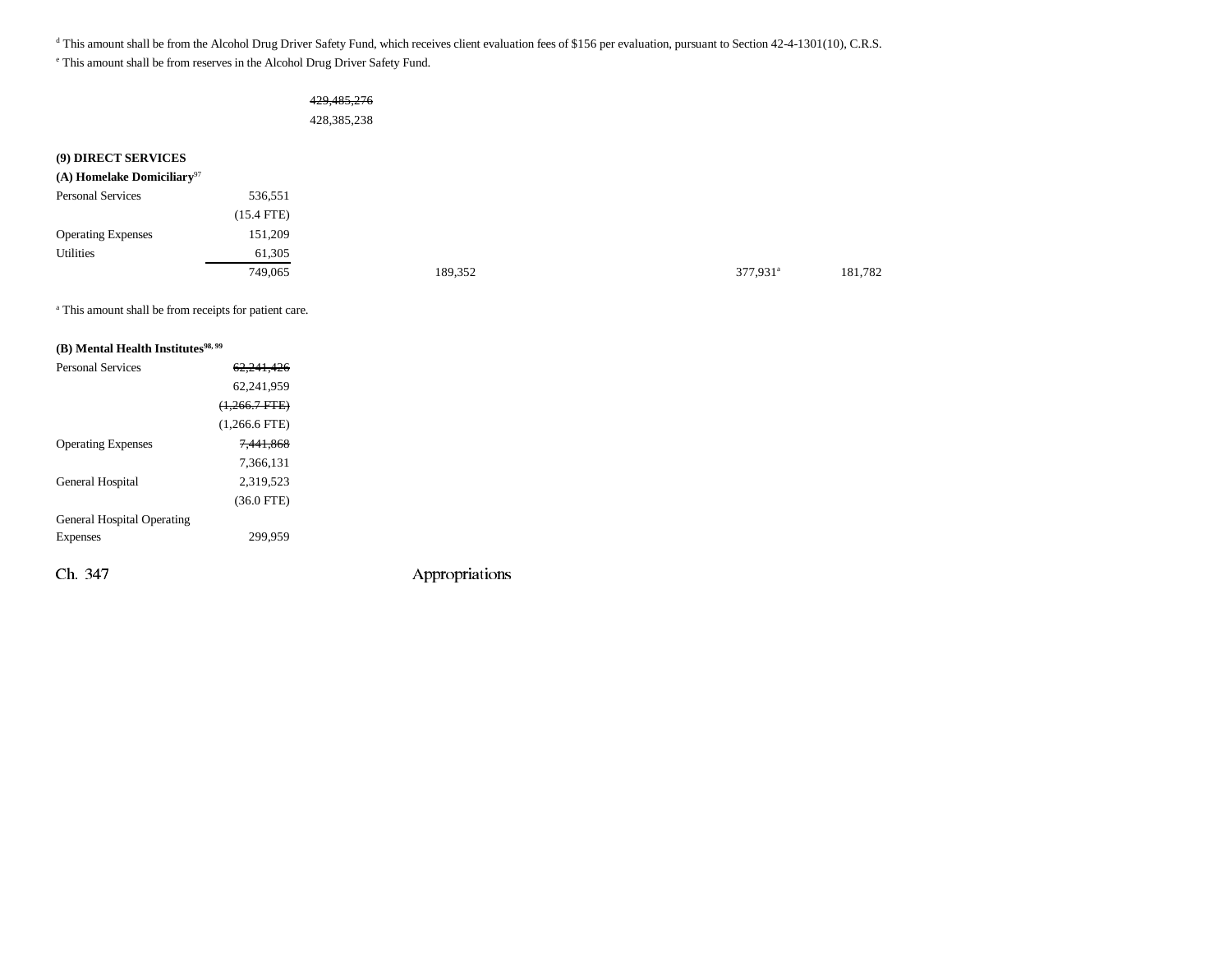[d] This amount shall be from the Alcohol Drug Driver Safety Fund, which receives client evaluation fees of $156 per evaluation, pursuant to Section 42-4-1301(10), C.R.S.

[e] This amount shall be from reserves in the Alcohol Drug Driver Safety Fund.

| | | | | | | |
|---|---|---|---|---|---|---|
| | | ~~429,485,276~~ | | | | |
| | | 428,385,238 | | | | |

**(9) DIRECT SERVICES**

**(A) Homelake Domiciliary**[97]

| | | | | | | |
|---|---|---|---|---|---|---|
| Personal Services | 536,551 | | | | | |
| | (15.4 FTE) | | | | | |
| Operating Expenses | 151,209 | | | | | |
| Utilities | 61,305 | | | | | |
| | 749,065 | | 189,352 | | 377,931[a] | 181,782 |

[a] This amount shall be from receipts for patient care.

**(B) Mental Health Institutes**[98, 99]

| | |
|---|---|
| Personal Services | ~~62,241,426~~ |
| | 62,241,959 |
| | ~~(1,266.7 FTE)~~ |
| | (1,266.6 FTE) |
| Operating Expenses | ~~7,441,868~~ |
| | 7,366,131 |
| General Hospital | 2,319,523 |
| | (36.0 FTE) |
| General Hospital Operating Expenses | 299,959 |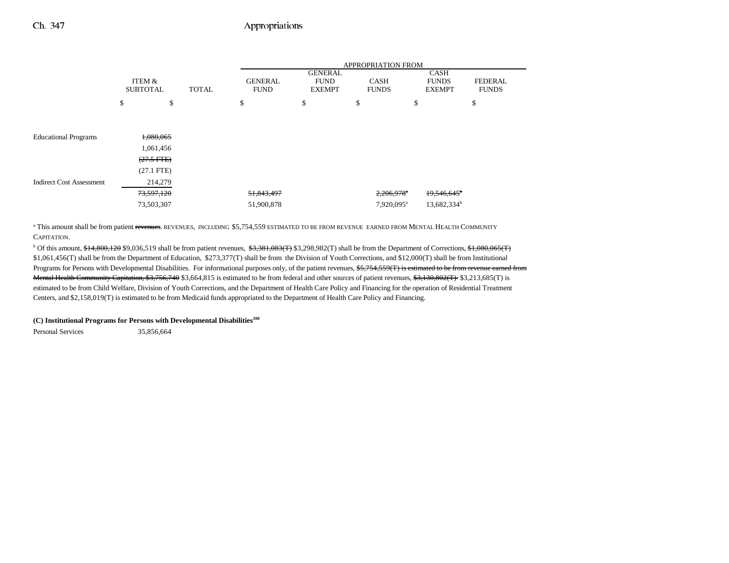| | ITEM & SUBTOTAL | TOTAL | APPROPRIATION FROM GENERAL FUND | GENERAL FUND EXEMPT | CASH FUNDS | CASH FUNDS EXEMPT | FEDERAL FUNDS |
|---|---|---|---|---|---|---|---|
| | $ | $ | $ | $ | $ | $ | $ |
| Educational Programs | ~~1,080,065~~ | | | | | | |
| | 1,061,456 | | | | | | |
| | ~~(27.5 FTE)~~ | | | | | | |
| | (27.1 FTE) | | | | | | |
| Indirect Cost Assessment | 214,279 | | | | | | |
| | ~~73,597,120~~ | | ~~51,843,497~~ | | ~~2,206,978~~[a] | ~~19,546,645~~[b] | |
| | 73,503,307 | | 51,900,878 | | 7,920,095[a] | 13,682,334[b] | |

[a] This amount shall be from patient ~~revenues~~. REVENUES, INCLUDING $5,754,559 ESTIMATED TO BE FROM REVENUE EARNED FROM MENTAL HEALTH COMMUNITY CAPITATION.

[b] Of this amount, ~~$14,800,120~~ $9,036,519 shall be from patient revenues, ~~$3,381,083(T)~~ $3,298,982(T) shall be from the Department of Corrections, ~~$1,080,065(T)~~ $1,061,456(T) shall be from the Department of Education, $273,377(T) shall be from the Division of Youth Corrections, and $12,000(T) shall be from Institutional Programs for Persons with Developmental Disabilities. For informational purposes only, of the patient revenues, ~~$5,754,559(T) is estimated to be from revenue earned from Mental Health Community Capitation, $3,756,740~~ $3,664,815 is estimated to be from federal and other sources of patient revenues, ~~$3,130,802(T)~~ $3,213,685(T) is estimated to be from Child Welfare, Division of Youth Corrections, and the Department of Health Care Policy and Financing for the operation of Residential Treatment Centers, and $2,158,019(T) is estimated to be from Medicaid funds appropriated to the Department of Health Care Policy and Financing.

**(C) Institutional Programs for Persons with Developmental Disabilities[100]**

| | ITEM & SUBTOTAL |
|---|---|
| Personal Services | 35,856,664 |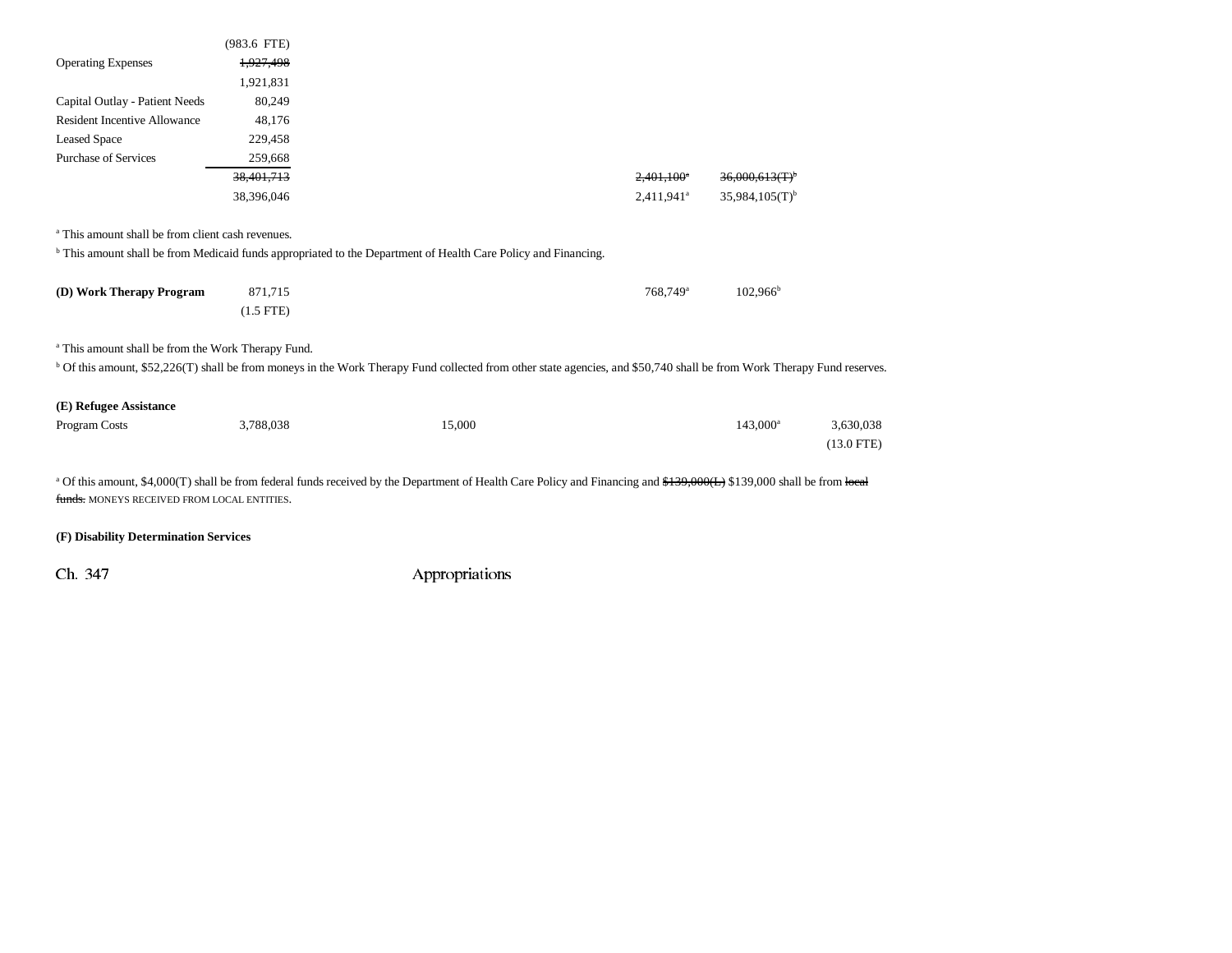| | | | | | | |
|---|---|---|---|---|---|---|
| | (983.6 FTE) | | | | | |
| Operating Expenses | ~~1,927,498~~ | | | | | |
| | 1,921,831 | | | | | |
| Capital Outlay - Patient Needs | 80,249 | | | | | |
| Resident Incentive Allowance | 48,176 | | | | | |
| Leased Space | 229,458 | | | | | |
| Purchase of Services | 259,668 | | | | | |
| | ~~38,401,713~~ | | | ~~2,401,100[a]~~ | ~~36,000,613(T)[b]~~ | |
| | 38,396,046 | | | 2,411,941[a] | 35,984,105(T)[b] | |

[a] This amount shall be from client cash revenues.

[b] This amount shall be from Medicaid funds appropriated to the Department of Health Care Policy and Financing.

| | | | | | | |
|---|---|---|---|---|---|---|
| **(D) Work Therapy Program** | 871,715 | | | 768,749[a] | 102,966[b] | |
| | (1.5 FTE) | | | | | |

[a] This amount shall be from the Work Therapy Fund.

[b] Of this amount, $52,226(T) shall be from moneys in the Work Therapy Fund collected from other state agencies, and $50,740 shall be from Work Therapy Fund reserves.

**(E) Refugee Assistance**

| | | | | | | |
|---|---|---|---|---|---|---|
| Program Costs | 3,788,038 | | 15,000 | | 143,000[a] | 3,630,038 |
| | | | | | | (13.0 FTE) |

[a] Of this amount, $4,000(T) shall be from federal funds received by the Department of Health Care Policy and Financing and ~~$139,000(L)~~ $139,000 shall be from ~~local funds.~~ MONEYS RECEIVED FROM LOCAL ENTITIES.

**(F) Disability Determination Services**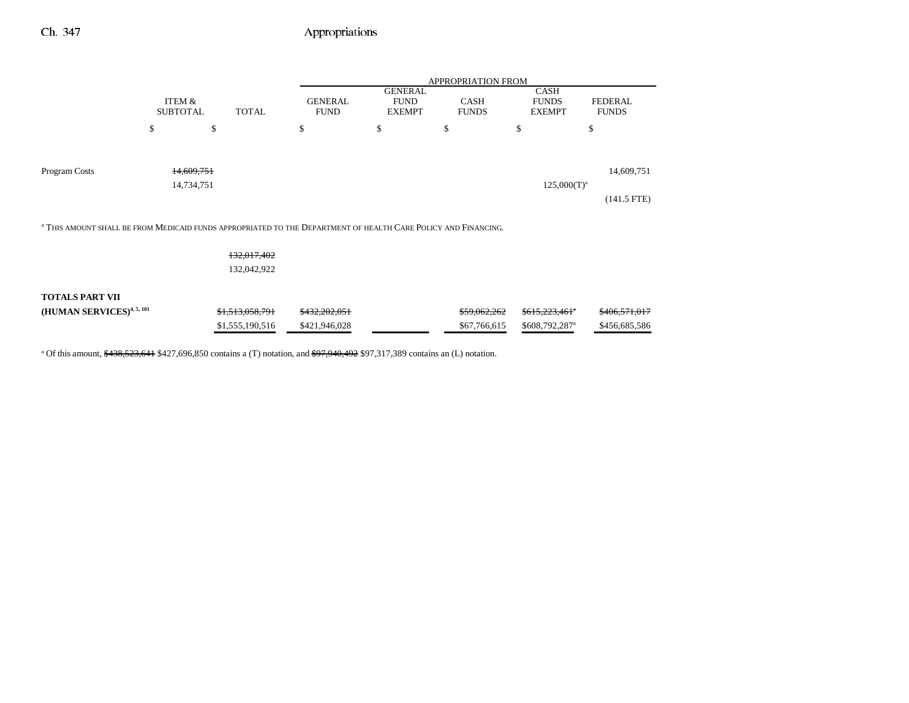| | ITEM & SUBTOTAL | TOTAL | GENERAL FUND | GENERAL FUND EXEMPT | CASH FUNDS | CASH FUNDS EXEMPT | FEDERAL FUNDS |
|---|---|---|---|---|---|---|---|
| | $ | $ | $ | $ | $ | $ | $ |
| Program Costs | ~~14,609,751~~ 14,734,751 | | | | | 125,000(T)[a] | 14,609,751 (141.5 FTE) |

[a] THIS AMOUNT SHALL BE FROM MEDICAID FUNDS APPROPRIATED TO THE DEPARTMENT OF HEALTH CARE POLICY AND FINANCING.

| | ITEM & SUBTOTAL | TOTAL | GENERAL FUND | GENERAL FUND EXEMPT | CASH FUNDS | CASH FUNDS EXEMPT | FEDERAL FUNDS |
|---|---|---|---|---|---|---|---|
| | | ~~132,017,402~~ 132,042,922 | | | | | |
| **TOTALS PART VII (HUMAN SERVICES)**[4, 5, 101] | | ~~$1,513,058,791~~ $1,555,190,516 | ~~$432,202,051~~ $421,946,028 | | ~~$59,062,262~~ $67,766,615 | ~~$615,223,461[a]~~ $608,792,287[a] | ~~$406,571,017~~ $456,685,586 |

[a] Of this amount, ~~$438,523,641~~ $427,696,850 contains a (T) notation, and ~~$97,940,492~~ $97,317,389 contains an (L) notation.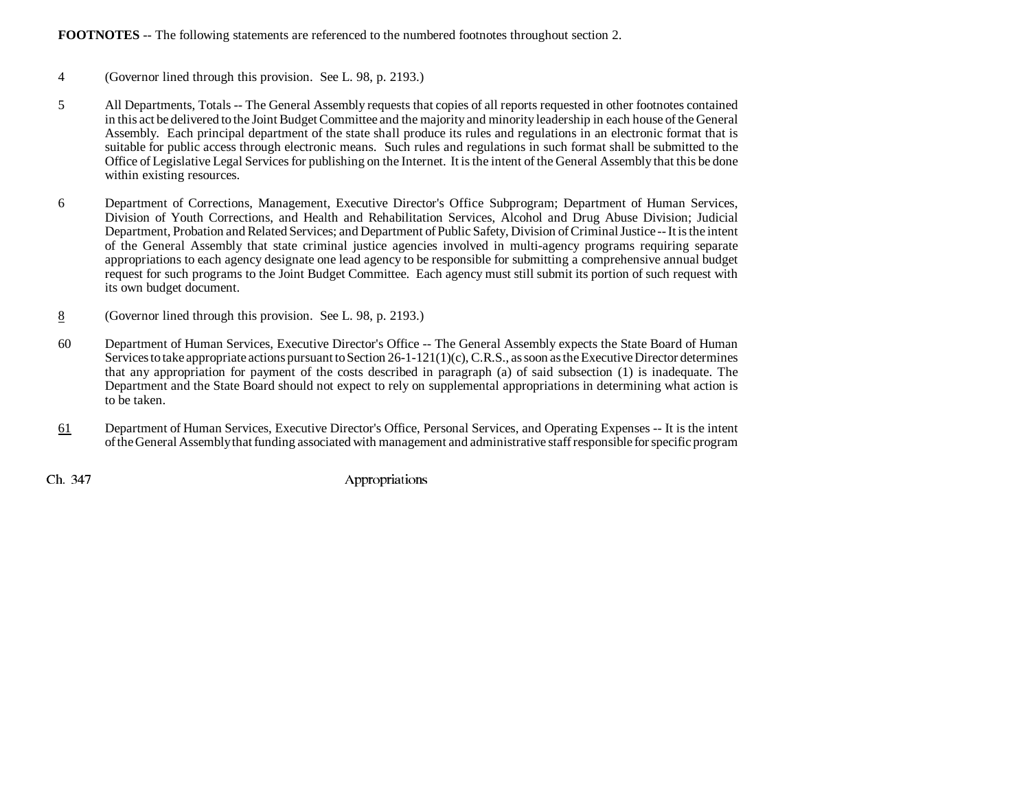**FOOTNOTES** -- The following statements are referenced to the numbered footnotes throughout section 2.

4 (Governor lined through this provision. See L. 98, p. 2193.)

5 All Departments, Totals -- The General Assembly requests that copies of all reports requested in other footnotes contained in this act be delivered to the Joint Budget Committee and the majority and minority leadership in each house of the General Assembly. Each principal department of the state shall produce its rules and regulations in an electronic format that is suitable for public access through electronic means. Such rules and regulations in such format shall be submitted to the Office of Legislative Legal Services for publishing on the Internet. It is the intent of the General Assembly that this be done within existing resources.

6 Department of Corrections, Management, Executive Director's Office Subprogram; Department of Human Services, Division of Youth Corrections, and Health and Rehabilitation Services, Alcohol and Drug Abuse Division; Judicial Department, Probation and Related Services; and Department of Public Safety, Division of Criminal Justice -- It is the intent of the General Assembly that state criminal justice agencies involved in multi-agency programs requiring separate appropriations to each agency designate one lead agency to be responsible for submitting a comprehensive annual budget request for such programs to the Joint Budget Committee. Each agency must still submit its portion of such request with its own budget document.

8 (Governor lined through this provision. See L. 98, p. 2193.)

60 Department of Human Services, Executive Director's Office -- The General Assembly expects the State Board of Human Services to take appropriate actions pursuant to Section 26-1-121(1)(c), C.R.S., as soon as the Executive Director determines that any appropriation for payment of the costs described in paragraph (a) of said subsection (1) is inadequate. The Department and the State Board should not expect to rely on supplemental appropriations in determining what action is to be taken.

61 Department of Human Services, Executive Director's Office, Personal Services, and Operating Expenses -- It is the intent of the General Assembly that funding associated with management and administrative staff responsible for specific program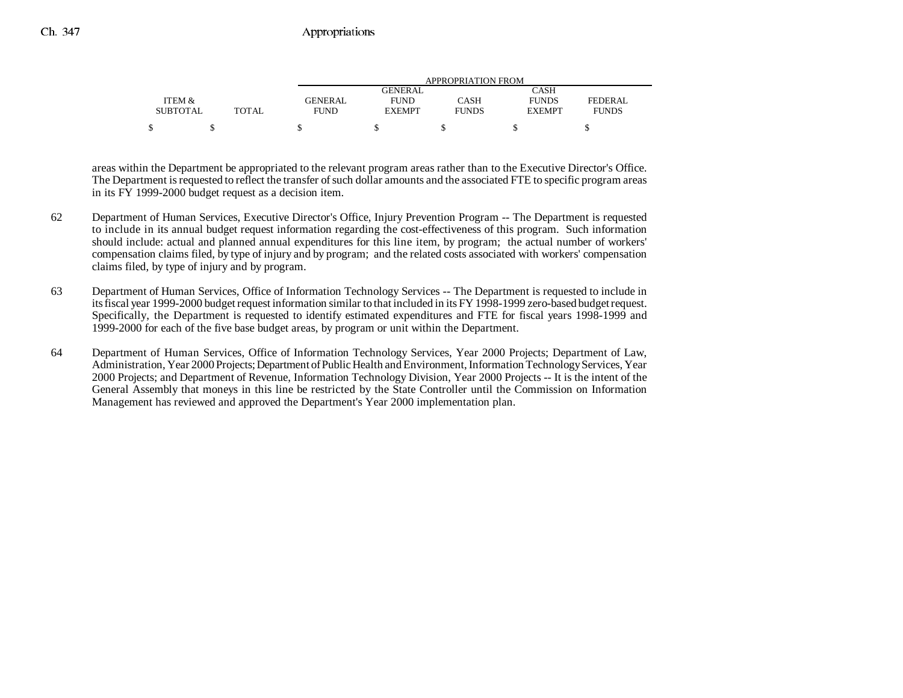| ITEM & SUBTOTAL | TOTAL | GENERAL FUND | GENERAL FUND EXEMPT | CASH FUNDS | CASH FUNDS EXEMPT | FEDERAL FUNDS |
|---|---|---|---|---|---|---|
| $ | $ | $ | $ | $ | $ | $ |

areas within the Department be appropriated to the relevant program areas rather than to the Executive Director's Office. The Department is requested to reflect the transfer of such dollar amounts and the associated FTE to specific program areas in its FY 1999-2000 budget request as a decision item.

62 Department of Human Services, Executive Director's Office, Injury Prevention Program -- The Department is requested to include in its annual budget request information regarding the cost-effectiveness of this program. Such information should include: actual and planned annual expenditures for this line item, by program; the actual number of workers' compensation claims filed, by type of injury and by program; and the related costs associated with workers' compensation claims filed, by type of injury and by program.

63 Department of Human Services, Office of Information Technology Services -- The Department is requested to include in its fiscal year 1999-2000 budget request information similar to that included in its FY 1998-1999 zero-based budget request. Specifically, the Department is requested to identify estimated expenditures and FTE for fiscal years 1998-1999 and 1999-2000 for each of the five base budget areas, by program or unit within the Department.

64 Department of Human Services, Office of Information Technology Services, Year 2000 Projects; Department of Law, Administration, Year 2000 Projects; Department of Public Health and Environment, Information Technology Services, Year 2000 Projects; and Department of Revenue, Information Technology Division, Year 2000 Projects -- It is the intent of the General Assembly that moneys in this line be restricted by the State Controller until the Commission on Information Management has reviewed and approved the Department's Year 2000 implementation plan.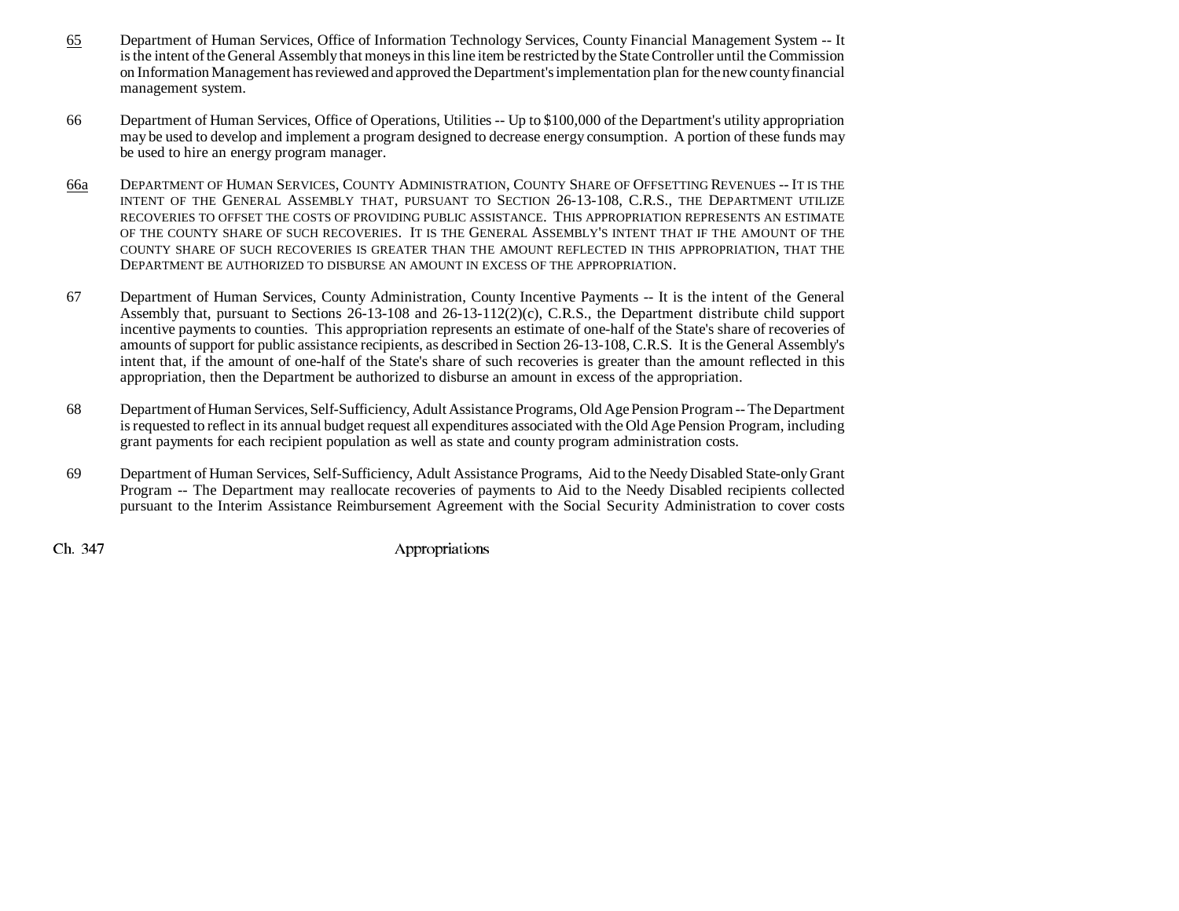65 Department of Human Services, Office of Information Technology Services, County Financial Management System -- It is the intent of the General Assembly that moneys in this line item be restricted by the State Controller until the Commission on Information Management has reviewed and approved the Department's implementation plan for the new county financial management system.

66 Department of Human Services, Office of Operations, Utilities -- Up to $100,000 of the Department's utility appropriation may be used to develop and implement a program designed to decrease energy consumption. A portion of these funds may be used to hire an energy program manager.

66a DEPARTMENT OF HUMAN SERVICES, COUNTY ADMINISTRATION, COUNTY SHARE OF OFFSETTING REVENUES -- IT IS THE INTENT OF THE GENERAL ASSEMBLY THAT, PURSUANT TO SECTION 26-13-108, C.R.S., THE DEPARTMENT UTILIZE RECOVERIES TO OFFSET THE COSTS OF PROVIDING PUBLIC ASSISTANCE. THIS APPROPRIATION REPRESENTS AN ESTIMATE OF THE COUNTY SHARE OF SUCH RECOVERIES. IT IS THE GENERAL ASSEMBLY'S INTENT THAT IF THE AMOUNT OF THE COUNTY SHARE OF SUCH RECOVERIES IS GREATER THAN THE AMOUNT REFLECTED IN THIS APPROPRIATION, THAT THE DEPARTMENT BE AUTHORIZED TO DISBURSE AN AMOUNT IN EXCESS OF THE APPROPRIATION.

67 Department of Human Services, County Administration, County Incentive Payments -- It is the intent of the General Assembly that, pursuant to Sections 26-13-108 and 26-13-112(2)(c), C.R.S., the Department distribute child support incentive payments to counties. This appropriation represents an estimate of one-half of the State's share of recoveries of amounts of support for public assistance recipients, as described in Section 26-13-108, C.R.S. It is the General Assembly's intent that, if the amount of one-half of the State's share of such recoveries is greater than the amount reflected in this appropriation, then the Department be authorized to disburse an amount in excess of the appropriation.

68 Department of Human Services, Self-Sufficiency, Adult Assistance Programs, Old Age Pension Program -- The Department is requested to reflect in its annual budget request all expenditures associated with the Old Age Pension Program, including grant payments for each recipient population as well as state and county program administration costs.

69 Department of Human Services, Self-Sufficiency, Adult Assistance Programs, Aid to the Needy Disabled State-only Grant Program -- The Department may reallocate recoveries of payments to Aid to the Needy Disabled recipients collected pursuant to the Interim Assistance Reimbursement Agreement with the Social Security Administration to cover costs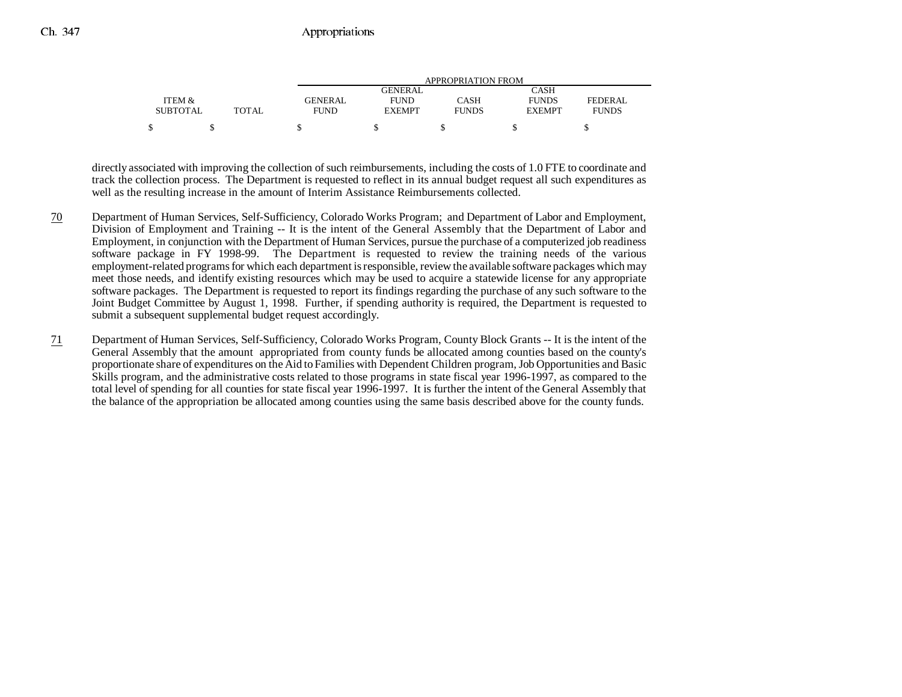| ITEM & SUBTOTAL | TOTAL | GENERAL FUND | GENERAL FUND EXEMPT | CASH FUNDS | CASH FUNDS EXEMPT | FEDERAL FUNDS |
|---|---|---|---|---|---|---|
| $ | $ | $ | $ | $ | $ | $ |

directly associated with improving the collection of such reimbursements, including the costs of 1.0 FTE to coordinate and track the collection process. The Department is requested to reflect in its annual budget request all such expenditures as well as the resulting increase in the amount of Interim Assistance Reimbursements collected.

70 Department of Human Services, Self-Sufficiency, Colorado Works Program; and Department of Labor and Employment, Division of Employment and Training -- It is the intent of the General Assembly that the Department of Labor and Employment, in conjunction with the Department of Human Services, pursue the purchase of a computerized job readiness software package in FY 1998-99. The Department is requested to review the training needs of the various employment-related programs for which each department is responsible, review the available software packages which may meet those needs, and identify existing resources which may be used to acquire a statewide license for any appropriate software packages. The Department is requested to report its findings regarding the purchase of any such software to the Joint Budget Committee by August 1, 1998. Further, if spending authority is required, the Department is requested to submit a subsequent supplemental budget request accordingly.

71 Department of Human Services, Self-Sufficiency, Colorado Works Program, County Block Grants -- It is the intent of the General Assembly that the amount appropriated from county funds be allocated among counties based on the county's proportionate share of expenditures on the Aid to Families with Dependent Children program, Job Opportunities and Basic Skills program, and the administrative costs related to those programs in state fiscal year 1996-1997, as compared to the total level of spending for all counties for state fiscal year 1996-1997. It is further the intent of the General Assembly that the balance of the appropriation be allocated among counties using the same basis described above for the county funds.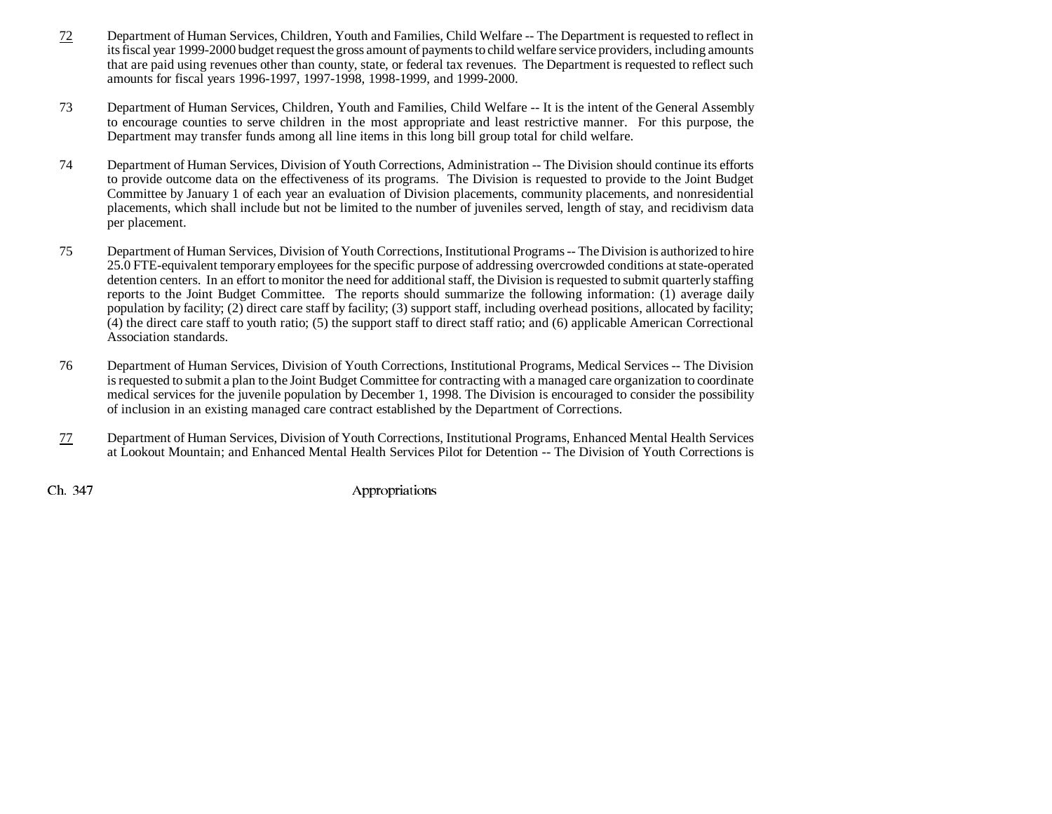72 Department of Human Services, Children, Youth and Families, Child Welfare -- The Department is requested to reflect in its fiscal year 1999-2000 budget request the gross amount of payments to child welfare service providers, including amounts that are paid using revenues other than county, state, or federal tax revenues. The Department is requested to reflect such amounts for fiscal years 1996-1997, 1997-1998, 1998-1999, and 1999-2000.

73 Department of Human Services, Children, Youth and Families, Child Welfare -- It is the intent of the General Assembly to encourage counties to serve children in the most appropriate and least restrictive manner. For this purpose, the Department may transfer funds among all line items in this long bill group total for child welfare.

74 Department of Human Services, Division of Youth Corrections, Administration -- The Division should continue its efforts to provide outcome data on the effectiveness of its programs. The Division is requested to provide to the Joint Budget Committee by January 1 of each year an evaluation of Division placements, community placements, and nonresidential placements, which shall include but not be limited to the number of juveniles served, length of stay, and recidivism data per placement.

75 Department of Human Services, Division of Youth Corrections, Institutional Programs -- The Division is authorized to hire 25.0 FTE-equivalent temporary employees for the specific purpose of addressing overcrowded conditions at state-operated detention centers. In an effort to monitor the need for additional staff, the Division is requested to submit quarterly staffing reports to the Joint Budget Committee. The reports should summarize the following information: (1) average daily population by facility; (2) direct care staff by facility; (3) support staff, including overhead positions, allocated by facility; (4) the direct care staff to youth ratio; (5) the support staff to direct staff ratio; and (6) applicable American Correctional Association standards.

76 Department of Human Services, Division of Youth Corrections, Institutional Programs, Medical Services -- The Division is requested to submit a plan to the Joint Budget Committee for contracting with a managed care organization to coordinate medical services for the juvenile population by December 1, 1998. The Division is encouraged to consider the possibility of inclusion in an existing managed care contract established by the Department of Corrections.

77 Department of Human Services, Division of Youth Corrections, Institutional Programs, Enhanced Mental Health Services at Lookout Mountain; and Enhanced Mental Health Services Pilot for Detention -- The Division of Youth Corrections is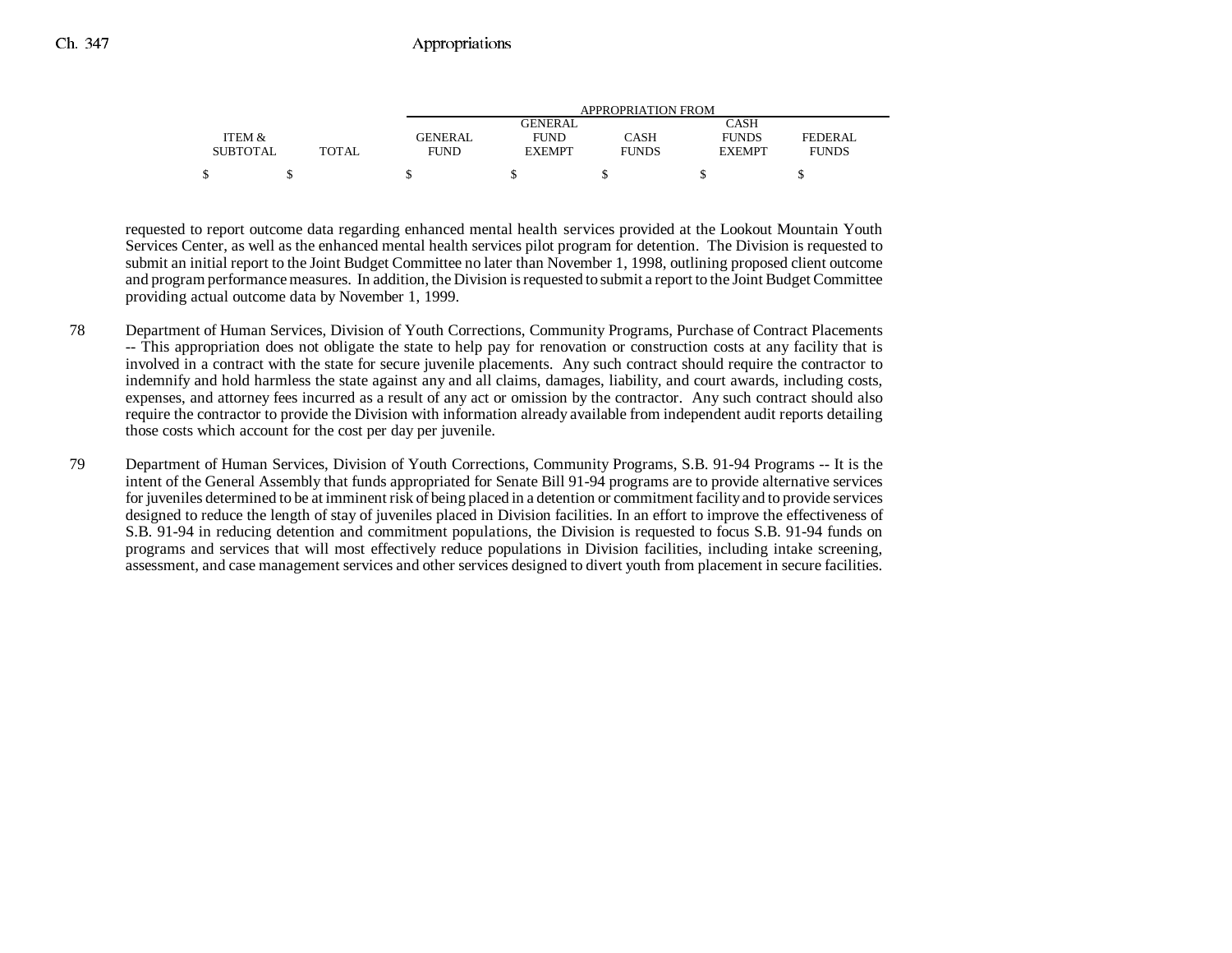| ITEM & SUBTOTAL | TOTAL | GENERAL FUND | GENERAL FUND EXEMPT | CASH FUNDS | CASH FUNDS EXEMPT | FEDERAL FUNDS |
|---|---|---|---|---|---|---|
| | | APPROPRIATION FROM | | | | |
| $ | $ | $ | $ | $ | $ | $ |

requested to report outcome data regarding enhanced mental health services provided at the Lookout Mountain Youth Services Center, as well as the enhanced mental health services pilot program for detention. The Division is requested to submit an initial report to the Joint Budget Committee no later than November 1, 1998, outlining proposed client outcome and program performance measures. In addition, the Division is requested to submit a report to the Joint Budget Committee providing actual outcome data by November 1, 1999.

78 Department of Human Services, Division of Youth Corrections, Community Programs, Purchase of Contract Placements -- This appropriation does not obligate the state to help pay for renovation or construction costs at any facility that is involved in a contract with the state for secure juvenile placements. Any such contract should require the contractor to indemnify and hold harmless the state against any and all claims, damages, liability, and court awards, including costs, expenses, and attorney fees incurred as a result of any act or omission by the contractor. Any such contract should also require the contractor to provide the Division with information already available from independent audit reports detailing those costs which account for the cost per day per juvenile.

79 Department of Human Services, Division of Youth Corrections, Community Programs, S.B. 91-94 Programs -- It is the intent of the General Assembly that funds appropriated for Senate Bill 91-94 programs are to provide alternative services for juveniles determined to be at imminent risk of being placed in a detention or commitment facility and to provide services designed to reduce the length of stay of juveniles placed in Division facilities. In an effort to improve the effectiveness of S.B. 91-94 in reducing detention and commitment populations, the Division is requested to focus S.B. 91-94 funds on programs and services that will most effectively reduce populations in Division facilities, including intake screening, assessment, and case management services and other services designed to divert youth from placement in secure facilities.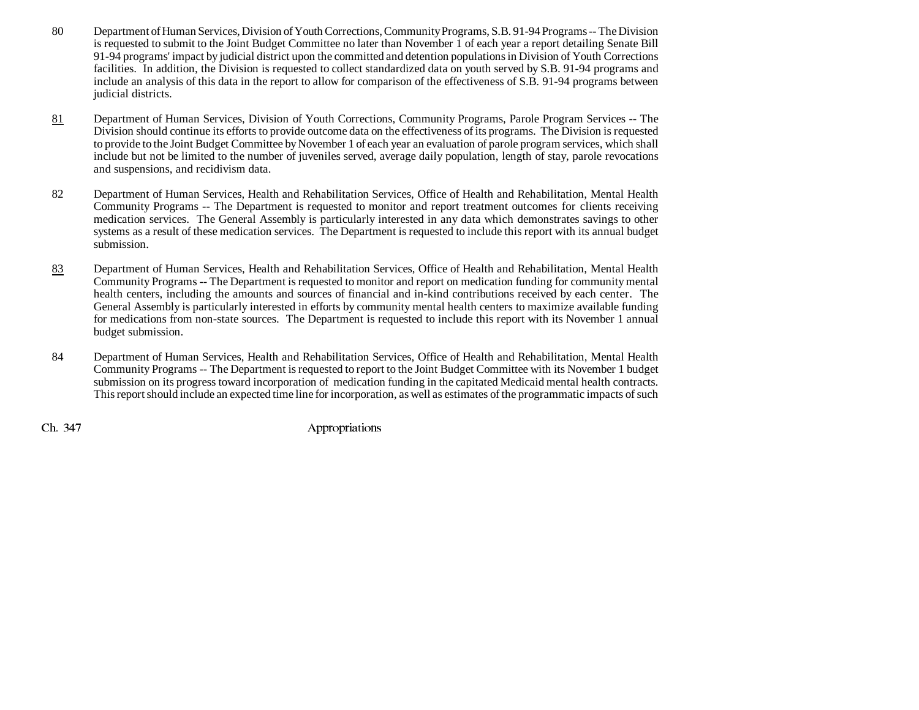80 Department of Human Services, Division of Youth Corrections, Community Programs, S.B. 91-94 Programs -- The Division is requested to submit to the Joint Budget Committee no later than November 1 of each year a report detailing Senate Bill 91-94 programs' impact by judicial district upon the committed and detention populations in Division of Youth Corrections facilities. In addition, the Division is requested to collect standardized data on youth served by S.B. 91-94 programs and include an analysis of this data in the report to allow for comparison of the effectiveness of S.B. 91-94 programs between judicial districts.

81 Department of Human Services, Division of Youth Corrections, Community Programs, Parole Program Services -- The Division should continue its efforts to provide outcome data on the effectiveness of its programs. The Division is requested to provide to the Joint Budget Committee by November 1 of each year an evaluation of parole program services, which shall include but not be limited to the number of juveniles served, average daily population, length of stay, parole revocations and suspensions, and recidivism data.

82 Department of Human Services, Health and Rehabilitation Services, Office of Health and Rehabilitation, Mental Health Community Programs -- The Department is requested to monitor and report treatment outcomes for clients receiving medication services. The General Assembly is particularly interested in any data which demonstrates savings to other systems as a result of these medication services. The Department is requested to include this report with its annual budget submission.

83 Department of Human Services, Health and Rehabilitation Services, Office of Health and Rehabilitation, Mental Health Community Programs -- The Department is requested to monitor and report on medication funding for community mental health centers, including the amounts and sources of financial and in-kind contributions received by each center. The General Assembly is particularly interested in efforts by community mental health centers to maximize available funding for medications from non-state sources. The Department is requested to include this report with its November 1 annual budget submission.

84 Department of Human Services, Health and Rehabilitation Services, Office of Health and Rehabilitation, Mental Health Community Programs -- The Department is requested to report to the Joint Budget Committee with its November 1 budget submission on its progress toward incorporation of medication funding in the capitated Medicaid mental health contracts. This report should include an expected time line for incorporation, as well as estimates of the programmatic impacts of such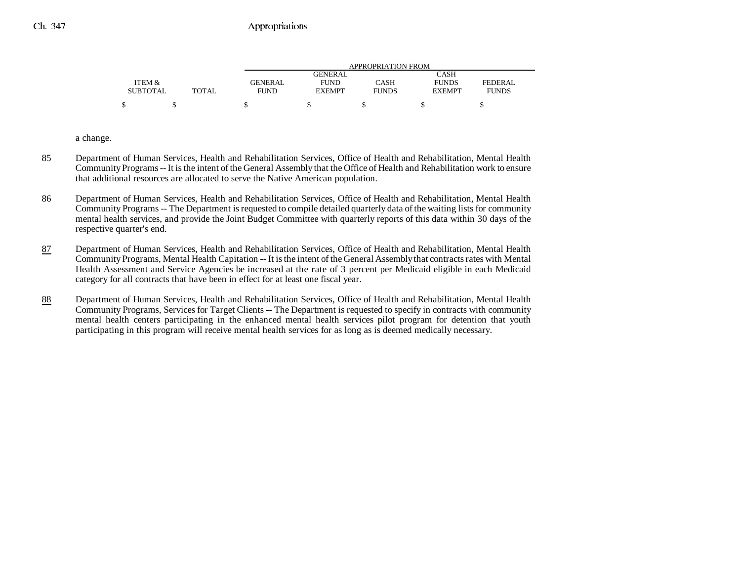| ITEM & SUBTOTAL | TOTAL | APPROPRIATION FROM GENERAL FUND | GENERAL FUND EXEMPT | CASH FUNDS | CASH FUNDS EXEMPT | FEDERAL FUNDS |
|---|---|---|---|---|---|---|
| $ | $ | $ | $ | $ | $ | $ |

a change.

85 Department of Human Services, Health and Rehabilitation Services, Office of Health and Rehabilitation, Mental Health Community Programs -- It is the intent of the General Assembly that the Office of Health and Rehabilitation work to ensure that additional resources are allocated to serve the Native American population.

86 Department of Human Services, Health and Rehabilitation Services, Office of Health and Rehabilitation, Mental Health Community Programs -- The Department is requested to compile detailed quarterly data of the waiting lists for community mental health services, and provide the Joint Budget Committee with quarterly reports of this data within 30 days of the respective quarter's end.

87 Department of Human Services, Health and Rehabilitation Services, Office of Health and Rehabilitation, Mental Health Community Programs, Mental Health Capitation -- It is the intent of the General Assembly that contracts rates with Mental Health Assessment and Service Agencies be increased at the rate of 3 percent per Medicaid eligible in each Medicaid category for all contracts that have been in effect for at least one fiscal year.

88 Department of Human Services, Health and Rehabilitation Services, Office of Health and Rehabilitation, Mental Health Community Programs, Services for Target Clients -- The Department is requested to specify in contracts with community mental health centers participating in the enhanced mental health services pilot program for detention that youth participating in this program will receive mental health services for as long as is deemed medically necessary.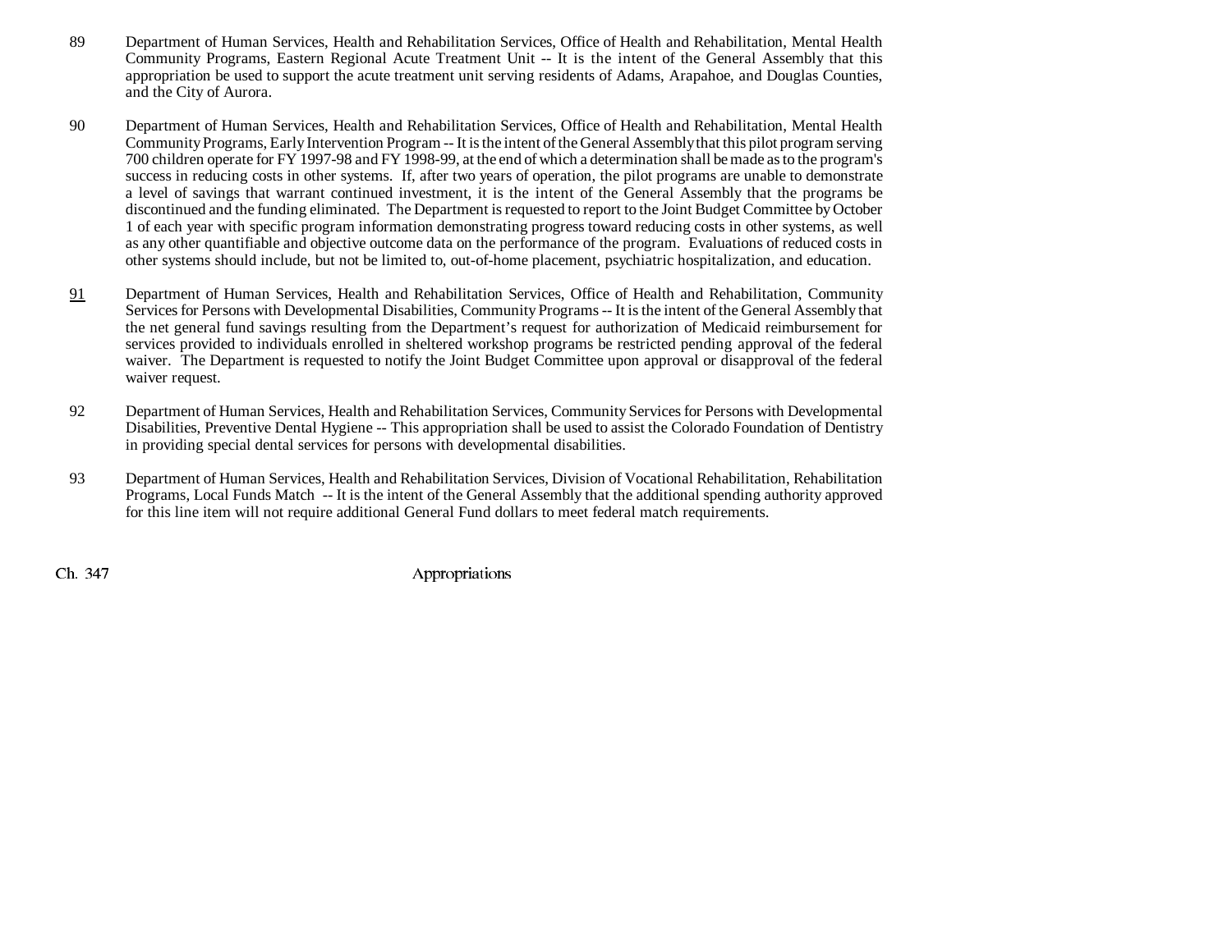89 Department of Human Services, Health and Rehabilitation Services, Office of Health and Rehabilitation, Mental Health Community Programs, Eastern Regional Acute Treatment Unit -- It is the intent of the General Assembly that this appropriation be used to support the acute treatment unit serving residents of Adams, Arapahoe, and Douglas Counties, and the City of Aurora.

90 Department of Human Services, Health and Rehabilitation Services, Office of Health and Rehabilitation, Mental Health Community Programs, Early Intervention Program -- It is the intent of the General Assembly that this pilot program serving 700 children operate for FY 1997-98 and FY 1998-99, at the end of which a determination shall be made as to the program's success in reducing costs in other systems. If, after two years of operation, the pilot programs are unable to demonstrate a level of savings that warrant continued investment, it is the intent of the General Assembly that the programs be discontinued and the funding eliminated. The Department is requested to report to the Joint Budget Committee by October 1 of each year with specific program information demonstrating progress toward reducing costs in other systems, as well as any other quantifiable and objective outcome data on the performance of the program. Evaluations of reduced costs in other systems should include, but not be limited to, out-of-home placement, psychiatric hospitalization, and education.

91 Department of Human Services, Health and Rehabilitation Services, Office of Health and Rehabilitation, Community Services for Persons with Developmental Disabilities, Community Programs -- It is the intent of the General Assembly that the net general fund savings resulting from the Department's request for authorization of Medicaid reimbursement for services provided to individuals enrolled in sheltered workshop programs be restricted pending approval of the federal waiver. The Department is requested to notify the Joint Budget Committee upon approval or disapproval of the federal waiver request.

92 Department of Human Services, Health and Rehabilitation Services, Community Services for Persons with Developmental Disabilities, Preventive Dental Hygiene -- This appropriation shall be used to assist the Colorado Foundation of Dentistry in providing special dental services for persons with developmental disabilities.

93 Department of Human Services, Health and Rehabilitation Services, Division of Vocational Rehabilitation, Rehabilitation Programs, Local Funds Match -- It is the intent of the General Assembly that the additional spending authority approved for this line item will not require additional General Fund dollars to meet federal match requirements.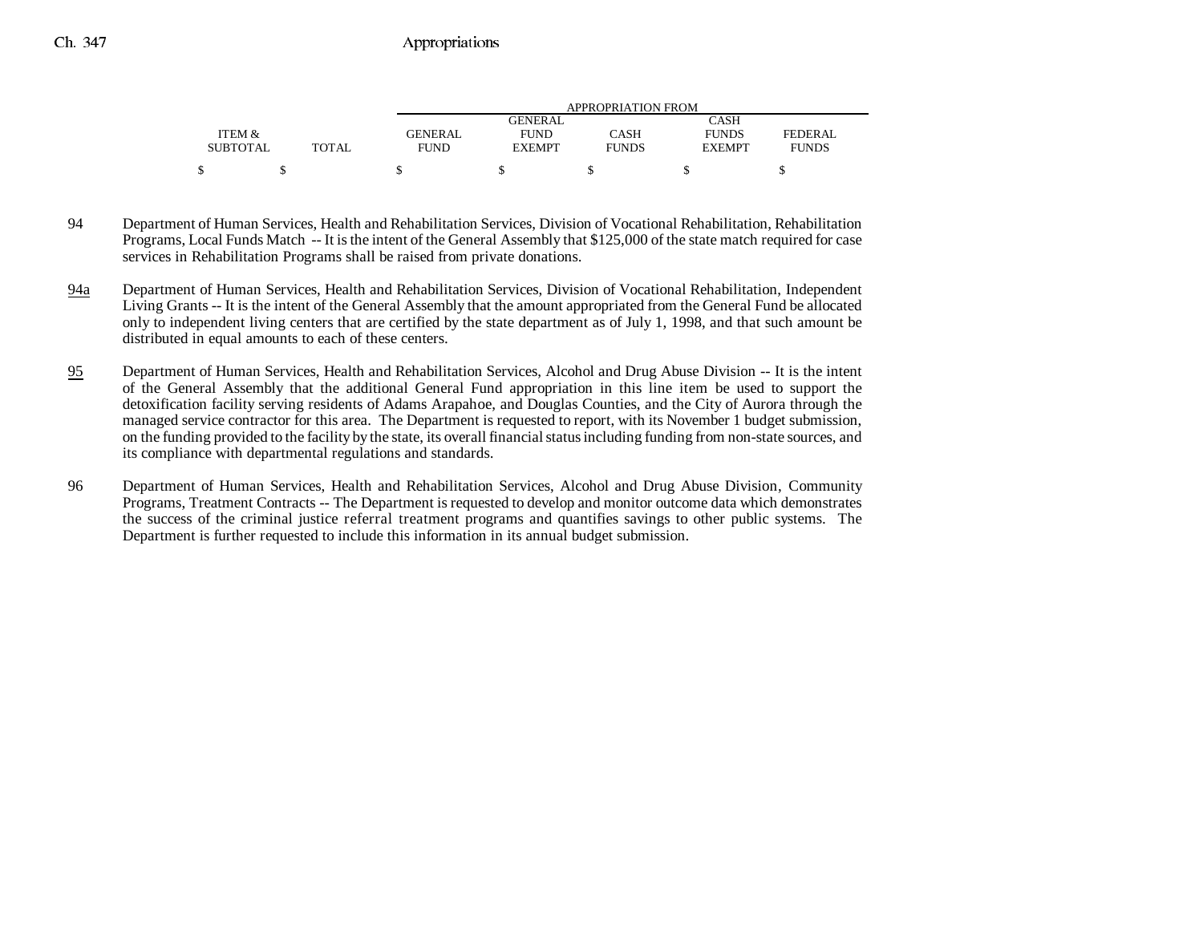| ITEM & SUBTOTAL | TOTAL | GENERAL FUND | GENERAL FUND EXEMPT | CASH FUNDS | CASH FUNDS EXEMPT | FEDERAL FUNDS |
|---|---|---|---|---|---|---|
| | | APPROPRIATION FROM | | | | |
| $ | $ | $ | $ | $ | $ | $ |

94 Department of Human Services, Health and Rehabilitation Services, Division of Vocational Rehabilitation, Rehabilitation Programs, Local Funds Match -- It is the intent of the General Assembly that $125,000 of the state match required for case services in Rehabilitation Programs shall be raised from private donations.

94a Department of Human Services, Health and Rehabilitation Services, Division of Vocational Rehabilitation, Independent Living Grants -- It is the intent of the General Assembly that the amount appropriated from the General Fund be allocated only to independent living centers that are certified by the state department as of July 1, 1998, and that such amount be distributed in equal amounts to each of these centers.

95 Department of Human Services, Health and Rehabilitation Services, Alcohol and Drug Abuse Division -- It is the intent of the General Assembly that the additional General Fund appropriation in this line item be used to support the detoxification facility serving residents of Adams Arapahoe, and Douglas Counties, and the City of Aurora through the managed service contractor for this area. The Department is requested to report, with its November 1 budget submission, on the funding provided to the facility by the state, its overall financial status including funding from non-state sources, and its compliance with departmental regulations and standards.

96 Department of Human Services, Health and Rehabilitation Services, Alcohol and Drug Abuse Division, Community Programs, Treatment Contracts -- The Department is requested to develop and monitor outcome data which demonstrates the success of the criminal justice referral treatment programs and quantifies savings to other public systems. The Department is further requested to include this information in its annual budget submission.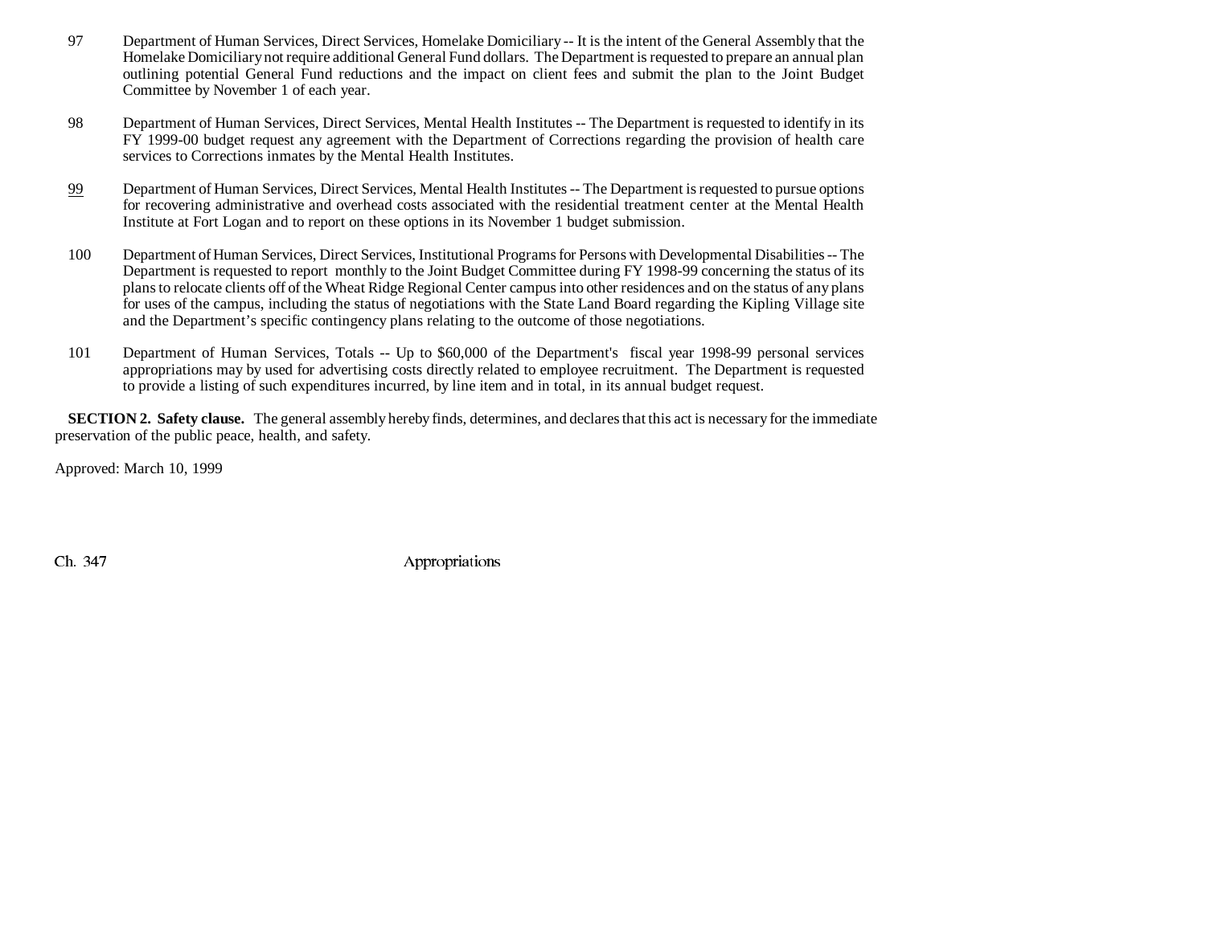97 Department of Human Services, Direct Services, Homelake Domiciliary -- It is the intent of the General Assembly that the Homelake Domiciliary not require additional General Fund dollars. The Department is requested to prepare an annual plan outlining potential General Fund reductions and the impact on client fees and submit the plan to the Joint Budget Committee by November 1 of each year.

98 Department of Human Services, Direct Services, Mental Health Institutes -- The Department is requested to identify in its FY 1999-00 budget request any agreement with the Department of Corrections regarding the provision of health care services to Corrections inmates by the Mental Health Institutes.

99 Department of Human Services, Direct Services, Mental Health Institutes -- The Department is requested to pursue options for recovering administrative and overhead costs associated with the residential treatment center at the Mental Health Institute at Fort Logan and to report on these options in its November 1 budget submission.

100 Department of Human Services, Direct Services, Institutional Programs for Persons with Developmental Disabilities -- The Department is requested to report monthly to the Joint Budget Committee during FY 1998-99 concerning the status of its plans to relocate clients off of the Wheat Ridge Regional Center campus into other residences and on the status of any plans for uses of the campus, including the status of negotiations with the State Land Board regarding the Kipling Village site and the Department's specific contingency plans relating to the outcome of those negotiations.

101 Department of Human Services, Totals -- Up to $60,000 of the Department's fiscal year 1998-99 personal services appropriations may by used for advertising costs directly related to employee recruitment. The Department is requested to provide a listing of such expenditures incurred, by line item and in total, in its annual budget request.

**SECTION 2. Safety clause.** The general assembly hereby finds, determines, and declares that this act is necessary for the immediate preservation of the public peace, health, and safety.

Approved: March 10, 1999